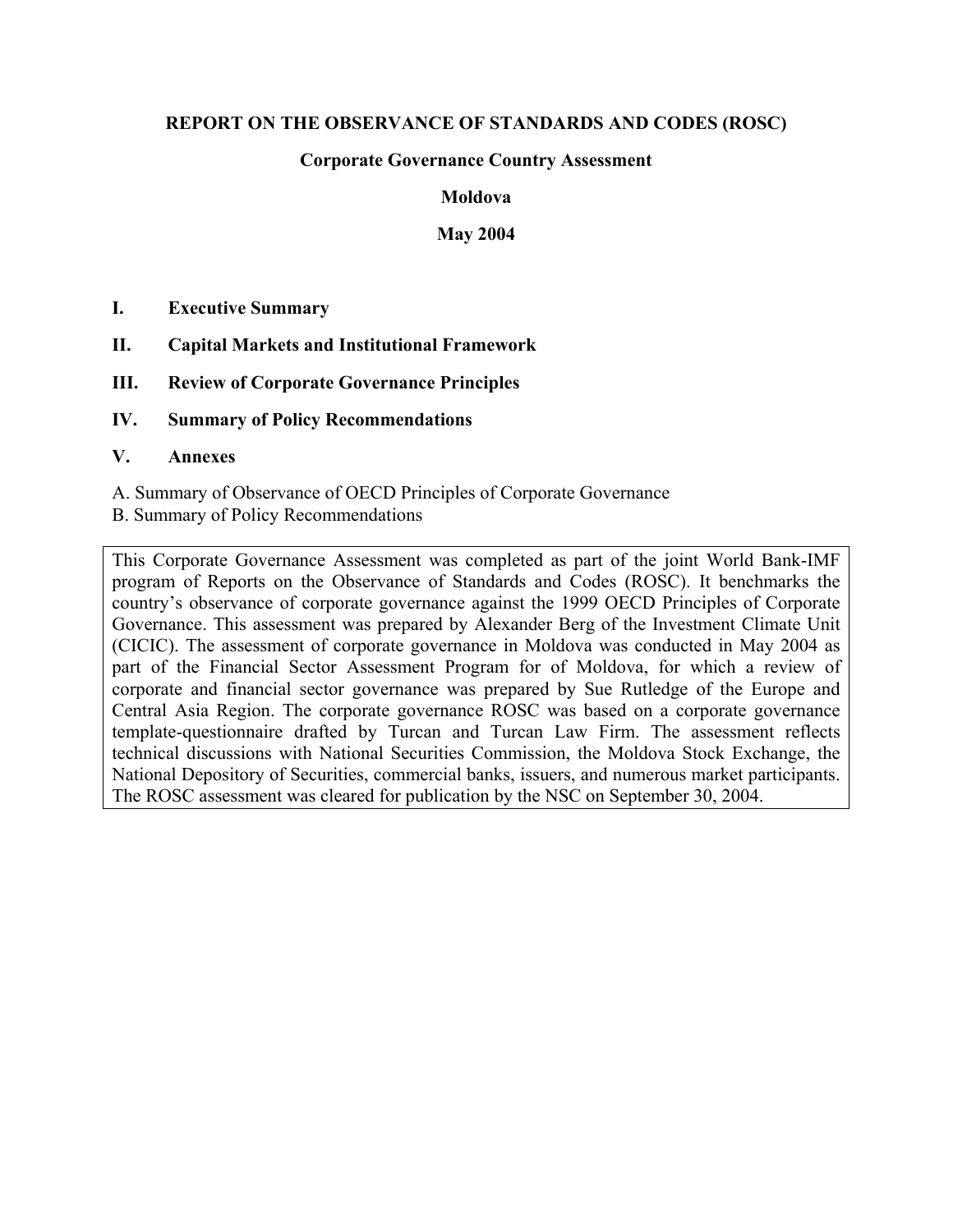# REPORT ON THE OBSERVANCE OF STANDARDS AND CODES (ROSC)

## Corporate Governance Country Assessment

## Moldova

## May 2004

**I. Executive Summary**

**II. Capital Markets and Institutional Framework**

**III. Review of Corporate Governance Principles**

**IV. Summary of Policy Recommendations**

**V. Annexes**

A. Summary of Observance of OECD Principles of Corporate Governance
B. Summary of Policy Recommendations

This Corporate Governance Assessment was completed as part of the joint World Bank-IMF program of Reports on the Observance of Standards and Codes (ROSC). It benchmarks the country's observance of corporate governance against the 1999 OECD Principles of Corporate Governance. This assessment was prepared by Alexander Berg of the Investment Climate Unit (CICIC). The assessment of corporate governance in Moldova was conducted in May 2004 as part of the Financial Sector Assessment Program for of Moldova, for which a review of corporate and financial sector governance was prepared by Sue Rutledge of the Europe and Central Asia Region. The corporate governance ROSC was based on a corporate governance template-questionnaire drafted by Turcan and Turcan Law Firm. The assessment reflects technical discussions with National Securities Commission, the Moldova Stock Exchange, the National Depository of Securities, commercial banks, issuers, and numerous market participants. The ROSC assessment was cleared for publication by the NSC on September 30, 2004.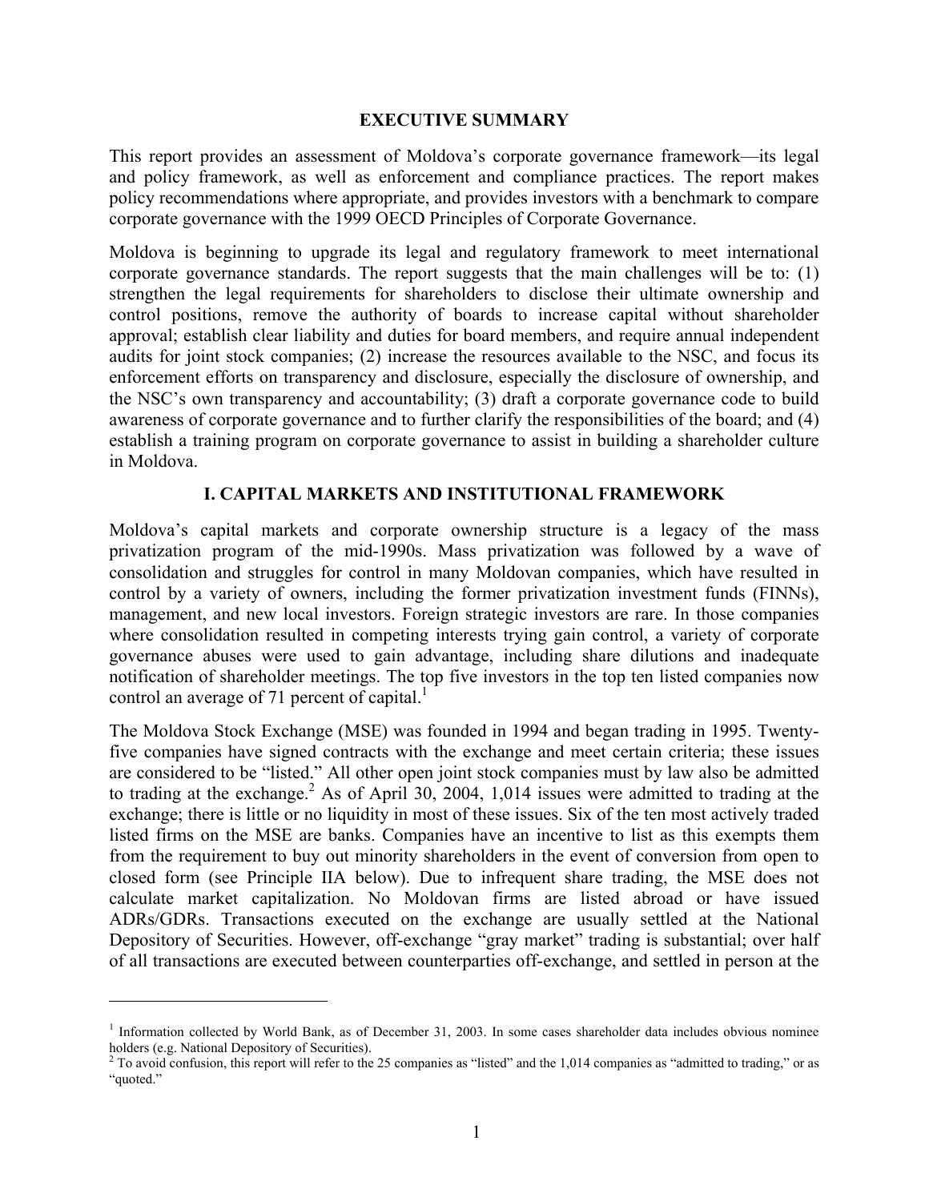## EXECUTIVE SUMMARY

This report provides an assessment of Moldova's corporate governance framework—its legal and policy framework, as well as enforcement and compliance practices. The report makes policy recommendations where appropriate, and provides investors with a benchmark to compare corporate governance with the 1999 OECD Principles of Corporate Governance.

Moldova is beginning to upgrade its legal and regulatory framework to meet international corporate governance standards. The report suggests that the main challenges will be to: (1) strengthen the legal requirements for shareholders to disclose their ultimate ownership and control positions, remove the authority of boards to increase capital without shareholder approval; establish clear liability and duties for board members, and require annual independent audits for joint stock companies; (2) increase the resources available to the NSC, and focus its enforcement efforts on transparency and disclosure, especially the disclosure of ownership, and the NSC's own transparency and accountability; (3) draft a corporate governance code to build awareness of corporate governance and to further clarify the responsibilities of the board; and (4) establish a training program on corporate governance to assist in building a shareholder culture in Moldova.

## I. CAPITAL MARKETS AND INSTITUTIONAL FRAMEWORK

Moldova's capital markets and corporate ownership structure is a legacy of the mass privatization program of the mid-1990s. Mass privatization was followed by a wave of consolidation and struggles for control in many Moldovan companies, which have resulted in control by a variety of owners, including the former privatization investment funds (FINNs), management, and new local investors. Foreign strategic investors are rare. In those companies where consolidation resulted in competing interests trying gain control, a variety of corporate governance abuses were used to gain advantage, including share dilutions and inadequate notification of shareholder meetings. The top five investors in the top ten listed companies now control an average of 71 percent of capital.[1]

The Moldova Stock Exchange (MSE) was founded in 1994 and began trading in 1995. Twenty-five companies have signed contracts with the exchange and meet certain criteria; these issues are considered to be "listed." All other open joint stock companies must by law also be admitted to trading at the exchange.[2] As of April 30, 2004, 1,014 issues were admitted to trading at the exchange; there is little or no liquidity in most of these issues. Six of the ten most actively traded listed firms on the MSE are banks. Companies have an incentive to list as this exempts them from the requirement to buy out minority shareholders in the event of conversion from open to closed form (see Principle IIA below). Due to infrequent share trading, the MSE does not calculate market capitalization. No Moldovan firms are listed abroad or have issued ADRs/GDRs. Transactions executed on the exchange are usually settled at the National Depository of Securities. However, off-exchange "gray market" trading is substantial; over half of all transactions are executed between counterparties off-exchange, and settled in person at the

---

[1] Information collected by World Bank, as of December 31, 2003. In some cases shareholder data includes obvious nominee holders (e.g. National Depository of Securities).

[2] To avoid confusion, this report will refer to the 25 companies as "listed" and the 1,014 companies as "admitted to trading," or as "quoted."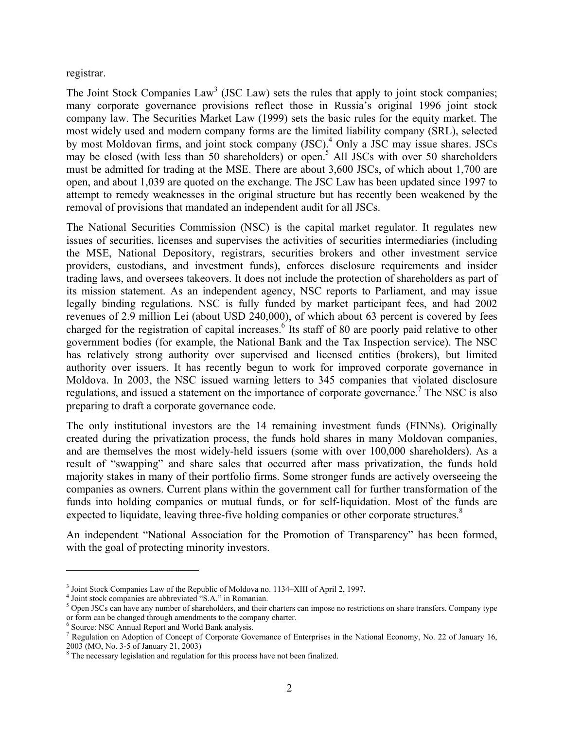registrar.

The Joint Stock Companies Law[3] (JSC Law) sets the rules that apply to joint stock companies; many corporate governance provisions reflect those in Russia's original 1996 joint stock company law. The Securities Market Law (1999) sets the basic rules for the equity market. The most widely used and modern company forms are the limited liability company (SRL), selected by most Moldovan firms, and joint stock company (JSC).[4] Only a JSC may issue shares. JSCs may be closed (with less than 50 shareholders) or open.[5] All JSCs with over 50 shareholders must be admitted for trading at the MSE. There are about 3,600 JSCs, of which about 1,700 are open, and about 1,039 are quoted on the exchange. The JSC Law has been updated since 1997 to attempt to remedy weaknesses in the original structure but has recently been weakened by the removal of provisions that mandated an independent audit for all JSCs.

The National Securities Commission (NSC) is the capital market regulator. It regulates new issues of securities, licenses and supervises the activities of securities intermediaries (including the MSE, National Depository, registrars, securities brokers and other investment service providers, custodians, and investment funds), enforces disclosure requirements and insider trading laws, and oversees takeovers. It does not include the protection of shareholders as part of its mission statement. As an independent agency, NSC reports to Parliament, and may issue legally binding regulations. NSC is fully funded by market participant fees, and had 2002 revenues of 2.9 million Lei (about USD 240,000), of which about 63 percent is covered by fees charged for the registration of capital increases.[6] Its staff of 80 are poorly paid relative to other government bodies (for example, the National Bank and the Tax Inspection service). The NSC has relatively strong authority over supervised and licensed entities (brokers), but limited authority over issuers. It has recently begun to work for improved corporate governance in Moldova. In 2003, the NSC issued warning letters to 345 companies that violated disclosure regulations, and issued a statement on the importance of corporate governance.[7] The NSC is also preparing to draft a corporate governance code.

The only institutional investors are the 14 remaining investment funds (FINNs). Originally created during the privatization process, the funds hold shares in many Moldovan companies, and are themselves the most widely-held issuers (some with over 100,000 shareholders). As a result of "swapping" and share sales that occurred after mass privatization, the funds hold majority stakes in many of their portfolio firms. Some stronger funds are actively overseeing the companies as owners. Current plans within the government call for further transformation of the funds into holding companies or mutual funds, or for self-liquidation. Most of the funds are expected to liquidate, leaving three-five holding companies or other corporate structures.[8]

An independent "National Association for the Promotion of Transparency" has been formed, with the goal of protecting minority investors.

---

[3] Joint Stock Companies Law of the Republic of Moldova no. 1134–XIII of April 2, 1997.

[4] Joint stock companies are abbreviated "S.A." in Romanian.

[5] Open JSCs can have any number of shareholders, and their charters can impose no restrictions on share transfers. Company type or form can be changed through amendments to the company charter.

[6] Source: NSC Annual Report and World Bank analysis.

[7] Regulation on Adoption of Concept of Corporate Governance of Enterprises in the National Economy, No. 22 of January 16, 2003 (MO, No. 3-5 of January 21, 2003)

[8] The necessary legislation and regulation for this process have not been finalized.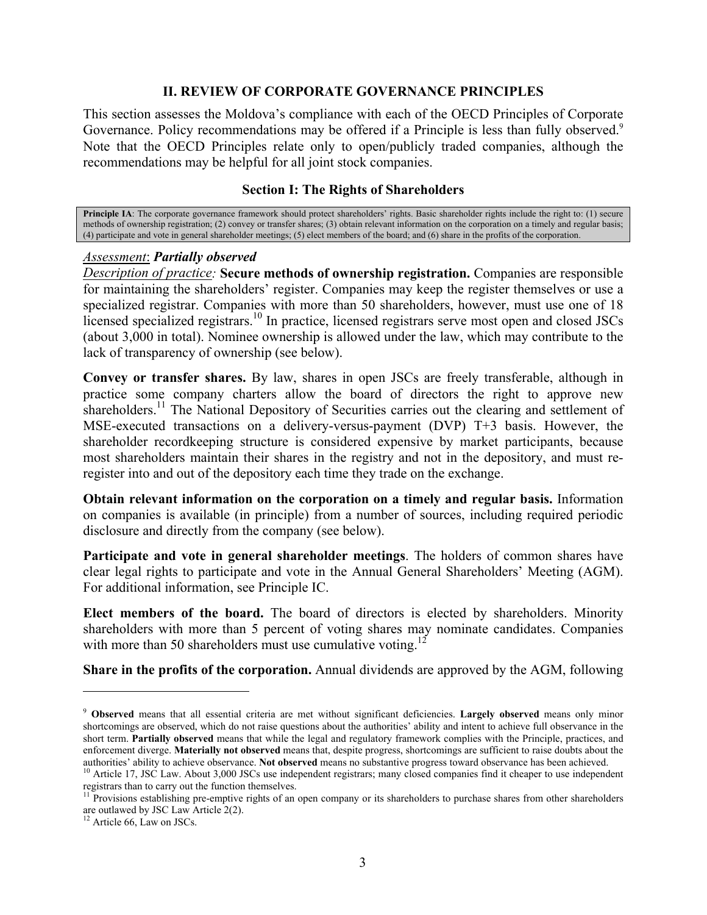## II. REVIEW OF CORPORATE GOVERNANCE PRINCIPLES

This section assesses the Moldova's compliance with each of the OECD Principles of Corporate Governance. Policy recommendations may be offered if a Principle is less than fully observed.[9] Note that the OECD Principles relate only to open/publicly traded companies, although the recommendations may be helpful for all joint stock companies.

### Section I: The Rights of Shareholders

> **Principle IA**: The corporate governance framework should protect shareholders' rights. Basic shareholder rights include the right to: (1) secure methods of ownership registration; (2) convey or transfer shares; (3) obtain relevant information on the corporation on a timely and regular basis; (4) participate and vote in general shareholder meetings; (5) elect members of the board; and (6) share in the profits of the corporation.

*Assessment*: ***Partially observed***

*Description of practice:* **Secure methods of ownership registration.** Companies are responsible for maintaining the shareholders' register. Companies may keep the register themselves or use a specialized registrar. Companies with more than 50 shareholders, however, must use one of 18 licensed specialized registrars.[10] In practice, licensed registrars serve most open and closed JSCs (about 3,000 in total). Nominee ownership is allowed under the law, which may contribute to the lack of transparency of ownership (see below).

**Convey or transfer shares.** By law, shares in open JSCs are freely transferable, although in practice some company charters allow the board of directors the right to approve new shareholders.[11] The National Depository of Securities carries out the clearing and settlement of MSE-executed transactions on a delivery-versus-payment (DVP) T+3 basis. However, the shareholder recordkeeping structure is considered expensive by market participants, because most shareholders maintain their shares in the registry and not in the depository, and must re-register into and out of the depository each time they trade on the exchange.

**Obtain relevant information on the corporation on a timely and regular basis.** Information on companies is available (in principle) from a number of sources, including required periodic disclosure and directly from the company (see below).

**Participate and vote in general shareholder meetings**. The holders of common shares have clear legal rights to participate and vote in the Annual General Shareholders' Meeting (AGM). For additional information, see Principle IC.

**Elect members of the board.** The board of directors is elected by shareholders. Minority shareholders with more than 5 percent of voting shares may nominate candidates. Companies with more than 50 shareholders must use cumulative voting.[12]

**Share in the profits of the corporation.** Annual dividends are approved by the AGM, following

---

[9] **Observed** means that all essential criteria are met without significant deficiencies. **Largely observed** means only minor shortcomings are observed, which do not raise questions about the authorities' ability and intent to achieve full observance in the short term. **Partially observed** means that while the legal and regulatory framework complies with the Principle, practices, and enforcement diverge. **Materially not observed** means that, despite progress, shortcomings are sufficient to raise doubts about the authorities' ability to achieve observance. **Not observed** means no substantive progress toward observance has been achieved.

[10] Article 17, JSC Law. About 3,000 JSCs use independent registrars; many closed companies find it cheaper to use independent registrars than to carry out the function themselves.

[11] Provisions establishing pre-emptive rights of an open company or its shareholders to purchase shares from other shareholders are outlawed by JSC Law Article 2(2).

[12] Article 66, Law on JSCs.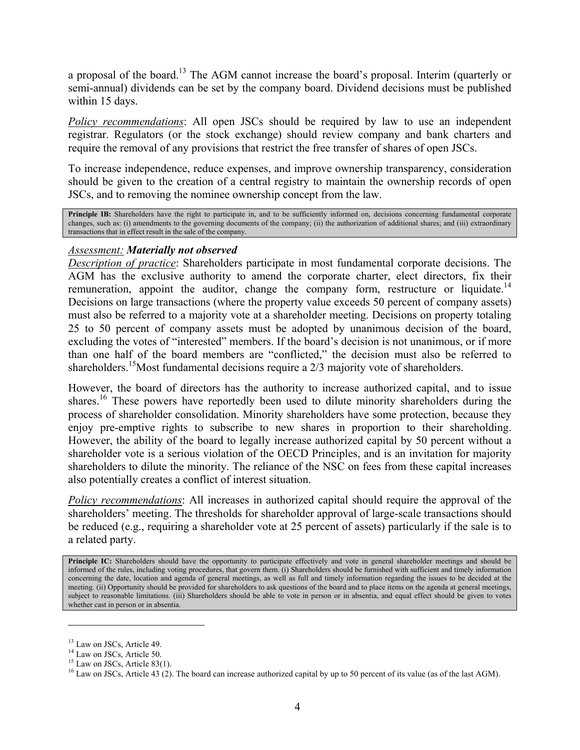a proposal of the board.[13] The AGM cannot increase the board's proposal. Interim (quarterly or semi-annual) dividends can be set by the company board. Dividend decisions must be published within 15 days.

*Policy recommendations*: All open JSCs should be required by law to use an independent registrar. Regulators (or the stock exchange) should review company and bank charters and require the removal of any provisions that restrict the free transfer of shares of open JSCs.

To increase independence, reduce expenses, and improve ownership transparency, consideration should be given to the creation of a central registry to maintain the ownership records of open JSCs, and to removing the nominee ownership concept from the law.

> **Principle IB:** Shareholders have the right to participate in, and to be sufficiently informed on, decisions concerning fundamental corporate changes, such as: (i) amendments to the governing documents of the company; (ii) the authorization of additional shares; and (iii) extraordinary transactions that in effect result in the sale of the company.

*Assessment:* ***Materially not observed***

*Description of practice*: Shareholders participate in most fundamental corporate decisions. The AGM has the exclusive authority to amend the corporate charter, elect directors, fix their remuneration, appoint the auditor, change the company form, restructure or liquidate.[14] Decisions on large transactions (where the property value exceeds 50 percent of company assets) must also be referred to a majority vote at a shareholder meeting. Decisions on property totaling 25 to 50 percent of company assets must be adopted by unanimous decision of the board, excluding the votes of "interested" members. If the board's decision is not unanimous, or if more than one half of the board members are "conflicted," the decision must also be referred to shareholders.[15] Most fundamental decisions require a 2/3 majority vote of shareholders.

However, the board of directors has the authority to increase authorized capital, and to issue shares.[16] These powers have reportedly been used to dilute minority shareholders during the process of shareholder consolidation. Minority shareholders have some protection, because they enjoy pre-emptive rights to subscribe to new shares in proportion to their shareholding. However, the ability of the board to legally increase authorized capital by 50 percent without a shareholder vote is a serious violation of the OECD Principles, and is an invitation for majority shareholders to dilute the minority. The reliance of the NSC on fees from these capital increases also potentially creates a conflict of interest situation.

*Policy recommendations*: All increases in authorized capital should require the approval of the shareholders' meeting. The thresholds for shareholder approval of large-scale transactions should be reduced (e.g., requiring a shareholder vote at 25 percent of assets) particularly if the sale is to a related party.

> **Principle IC:** Shareholders should have the opportunity to participate effectively and vote in general shareholder meetings and should be informed of the rules, including voting procedures, that govern them. (i) Shareholders should be furnished with sufficient and timely information concerning the date, location and agenda of general meetings, as well as full and timely information regarding the issues to be decided at the meeting. (ii) Opportunity should be provided for shareholders to ask questions of the board and to place items on the agenda at general meetings, subject to reasonable limitations. (iii) Shareholders should be able to vote in person or in absentia, and equal effect should be given to votes whether cast in person or in absentia.

---

[13] Law on JSCs, Article 49.

[14] Law on JSCs, Article 50.

[15] Law on JSCs, Article 83(1).

[16] Law on JSCs, Article 43 (2). The board can increase authorized capital by up to 50 percent of its value (as of the last AGM).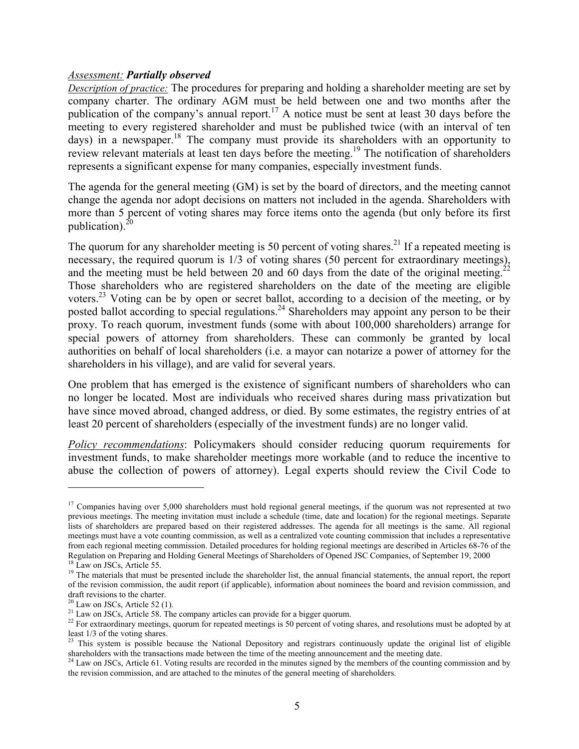*Assessment:* ***Partially observed***

*Description of practice:* The procedures for preparing and holding a shareholder meeting are set by company charter. The ordinary AGM must be held between one and two months after the publication of the company's annual report.[17] A notice must be sent at least 30 days before the meeting to every registered shareholder and must be published twice (with an interval of ten days) in a newspaper.[18] The company must provide its shareholders with an opportunity to review relevant materials at least ten days before the meeting.[19] The notification of shareholders represents a significant expense for many companies, especially investment funds.

The agenda for the general meeting (GM) is set by the board of directors, and the meeting cannot change the agenda nor adopt decisions on matters not included in the agenda. Shareholders with more than 5 percent of voting shares may force items onto the agenda (but only before its first publication).[20]

The quorum for any shareholder meeting is 50 percent of voting shares.[21] If a repeated meeting is necessary, the required quorum is 1/3 of voting shares (50 percent for extraordinary meetings), and the meeting must be held between 20 and 60 days from the date of the original meeting.[22] Those shareholders who are registered shareholders on the date of the meeting are eligible voters.[23] Voting can be by open or secret ballot, according to a decision of the meeting, or by posted ballot according to special regulations.[24] Shareholders may appoint any person to be their proxy. To reach quorum, investment funds (some with about 100,000 shareholders) arrange for special powers of attorney from shareholders. These can commonly be granted by local authorities on behalf of local shareholders (i.e. a mayor can notarize a power of attorney for the shareholders in his village), and are valid for several years.

One problem that has emerged is the existence of significant numbers of shareholders who can no longer be located. Most are individuals who received shares during mass privatization but have since moved abroad, changed address, or died. By some estimates, the registry entries of at least 20 percent of shareholders (especially of the investment funds) are no longer valid.

*Policy recommendations*: Policymakers should consider reducing quorum requirements for investment funds, to make shareholder meetings more workable (and to reduce the incentive to abuse the collection of powers of attorney). Legal experts should review the Civil Code to

---

[17] Companies having over 5,000 shareholders must hold regional general meetings, if the quorum was not represented at two previous meetings. The meeting invitation must include a schedule (time, date and location) for the regional meetings. Separate lists of shareholders are prepared based on their registered addresses. The agenda for all meetings is the same. All regional meetings must have a vote counting commission, as well as a centralized vote counting commission that includes a representative from each regional meeting commission. Detailed procedures for holding regional meetings are described in Articles 68-76 of the Regulation on Preparing and Holding General Meetings of Shareholders of Opened JSC Companies, of September 19, 2000

[18] Law on JSCs, Article 55.

[19] The materials that must be presented include the shareholder list, the annual financial statements, the annual report, the report of the revision commission, the audit report (if applicable), information about nominees the board and revision commission, and draft revisions to the charter.

[20] Law on JSCs, Article 52 (1).

[21] Law on JSCs, Article 58. The company articles can provide for a bigger quorum.

[22] For extraordinary meetings, quorum for repeated meetings is 50 percent of voting shares, and resolutions must be adopted by at least 1/3 of the voting shares.

[23] This system is possible because the National Depository and registrars continuously update the original list of eligible shareholders with the transactions made between the time of the meeting announcement and the meeting date.

[24] Law on JSCs, Article 61. Voting results are recorded in the minutes signed by the members of the counting commission and by the revision commission, and are attached to the minutes of the general meeting of shareholders.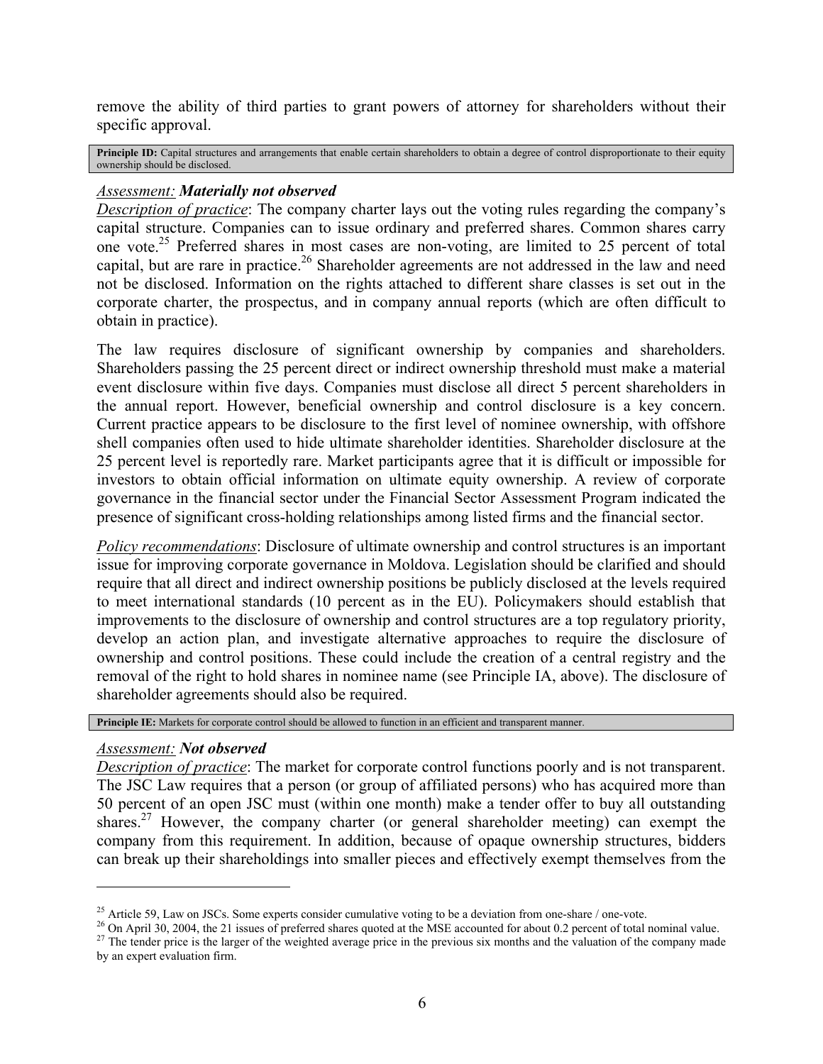remove the ability of third parties to grant powers of attorney for shareholders without their specific approval.

**Principle ID:** Capital structures and arrangements that enable certain shareholders to obtain a degree of control disproportionate to their equity ownership should be disclosed.

*Assessment:* ***Materially not observed***

*Description of practice*: The company charter lays out the voting rules regarding the company's capital structure. Companies can to issue ordinary and preferred shares. Common shares carry one vote.[25] Preferred shares in most cases are non-voting, are limited to 25 percent of total capital, but are rare in practice.[26] Shareholder agreements are not addressed in the law and need not be disclosed. Information on the rights attached to different share classes is set out in the corporate charter, the prospectus, and in company annual reports (which are often difficult to obtain in practice).

The law requires disclosure of significant ownership by companies and shareholders. Shareholders passing the 25 percent direct or indirect ownership threshold must make a material event disclosure within five days. Companies must disclose all direct 5 percent shareholders in the annual report. However, beneficial ownership and control disclosure is a key concern. Current practice appears to be disclosure to the first level of nominee ownership, with offshore shell companies often used to hide ultimate shareholder identities. Shareholder disclosure at the 25 percent level is reportedly rare. Market participants agree that it is difficult or impossible for investors to obtain official information on ultimate equity ownership. A review of corporate governance in the financial sector under the Financial Sector Assessment Program indicated the presence of significant cross-holding relationships among listed firms and the financial sector.

*Policy recommendations*: Disclosure of ultimate ownership and control structures is an important issue for improving corporate governance in Moldova. Legislation should be clarified and should require that all direct and indirect ownership positions be publicly disclosed at the levels required to meet international standards (10 percent as in the EU). Policymakers should establish that improvements to the disclosure of ownership and control structures are a top regulatory priority, develop an action plan, and investigate alternative approaches to require the disclosure of ownership and control positions. These could include the creation of a central registry and the removal of the right to hold shares in nominee name (see Principle IA, above). The disclosure of shareholder agreements should also be required.

**Principle IE:** Markets for corporate control should be allowed to function in an efficient and transparent manner.

*Assessment:* ***Not observed***

*Description of practice*: The market for corporate control functions poorly and is not transparent. The JSC Law requires that a person (or group of affiliated persons) who has acquired more than 50 percent of an open JSC must (within one month) make a tender offer to buy all outstanding shares.[27] However, the company charter (or general shareholder meeting) can exempt the company from this requirement. In addition, because of opaque ownership structures, bidders can break up their shareholdings into smaller pieces and effectively exempt themselves from the

---

[25] Article 59, Law on JSCs. Some experts consider cumulative voting to be a deviation from one-share / one-vote.

[26] On April 30, 2004, the 21 issues of preferred shares quoted at the MSE accounted for about 0.2 percent of total nominal value.

[27] The tender price is the larger of the weighted average price in the previous six months and the valuation of the company made by an expert evaluation firm.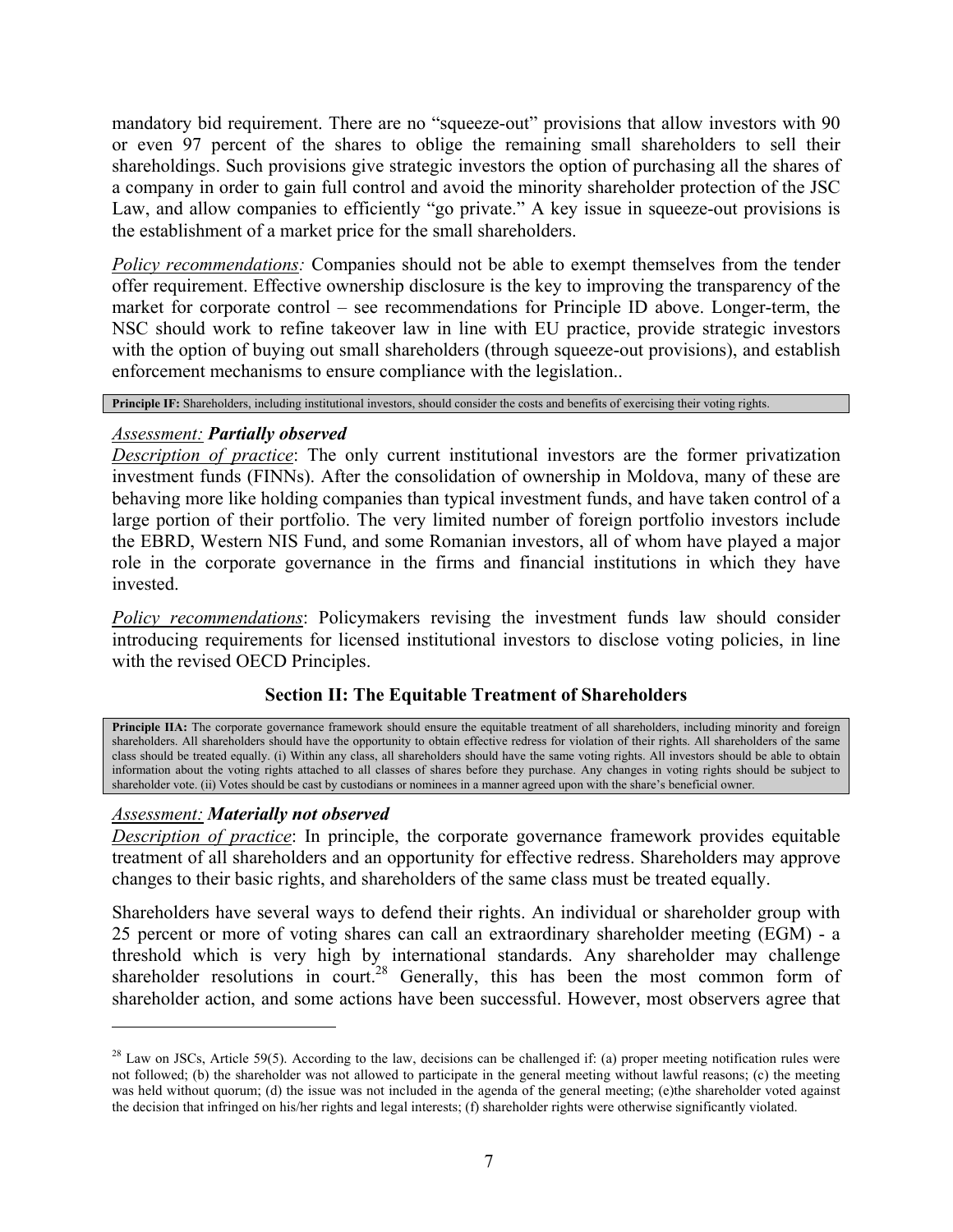mandatory bid requirement. There are no "squeeze-out" provisions that allow investors with 90 or even 97 percent of the shares to oblige the remaining small shareholders to sell their shareholdings. Such provisions give strategic investors the option of purchasing all the shares of a company in order to gain full control and avoid the minority shareholder protection of the JSC Law, and allow companies to efficiently "go private." A key issue in squeeze-out provisions is the establishment of a market price for the small shareholders.

*Policy recommendations:* Companies should not be able to exempt themselves from the tender offer requirement. Effective ownership disclosure is the key to improving the transparency of the market for corporate control – see recommendations for Principle ID above. Longer-term, the NSC should work to refine takeover law in line with EU practice, provide strategic investors with the option of buying out small shareholders (through squeeze-out provisions), and establish enforcement mechanisms to ensure compliance with the legislation..

**Principle IF:** Shareholders, including institutional investors, should consider the costs and benefits of exercising their voting rights.

*Assessment:* ***Partially observed***
*Description of practice*: The only current institutional investors are the former privatization investment funds (FINNs). After the consolidation of ownership in Moldova, many of these are behaving more like holding companies than typical investment funds, and have taken control of a large portion of their portfolio. The very limited number of foreign portfolio investors include the EBRD, Western NIS Fund, and some Romanian investors, all of whom have played a major role in the corporate governance in the firms and financial institutions in which they have invested.

*Policy recommendations*: Policymakers revising the investment funds law should consider introducing requirements for licensed institutional investors to disclose voting policies, in line with the revised OECD Principles.

## Section II: The Equitable Treatment of Shareholders

**Principle IIA:** The corporate governance framework should ensure the equitable treatment of all shareholders, including minority and foreign shareholders. All shareholders should have the opportunity to obtain effective redress for violation of their rights. All shareholders of the same class should be treated equally. (i) Within any class, all shareholders should have the same voting rights. All investors should be able to obtain information about the voting rights attached to all classes of shares before they purchase. Any changes in voting rights should be subject to shareholder vote. (ii) Votes should be cast by custodians or nominees in a manner agreed upon with the share's beneficial owner.

*Assessment:* ***Materially not observed***
*Description of practice*: In principle, the corporate governance framework provides equitable treatment of all shareholders and an opportunity for effective redress. Shareholders may approve changes to their basic rights, and shareholders of the same class must be treated equally.

Shareholders have several ways to defend their rights. An individual or shareholder group with 25 percent or more of voting shares can call an extraordinary shareholder meeting (EGM) - a threshold which is very high by international standards. Any shareholder may challenge shareholder resolutions in court.[28] Generally, this has been the most common form of shareholder action, and some actions have been successful. However, most observers agree that

---

[28] Law on JSCs, Article 59(5). According to the law, decisions can be challenged if: (a) proper meeting notification rules were not followed; (b) the shareholder was not allowed to participate in the general meeting without lawful reasons; (c) the meeting was held without quorum; (d) the issue was not included in the agenda of the general meeting; (e)the shareholder voted against the decision that infringed on his/her rights and legal interests; (f) shareholder rights were otherwise significantly violated.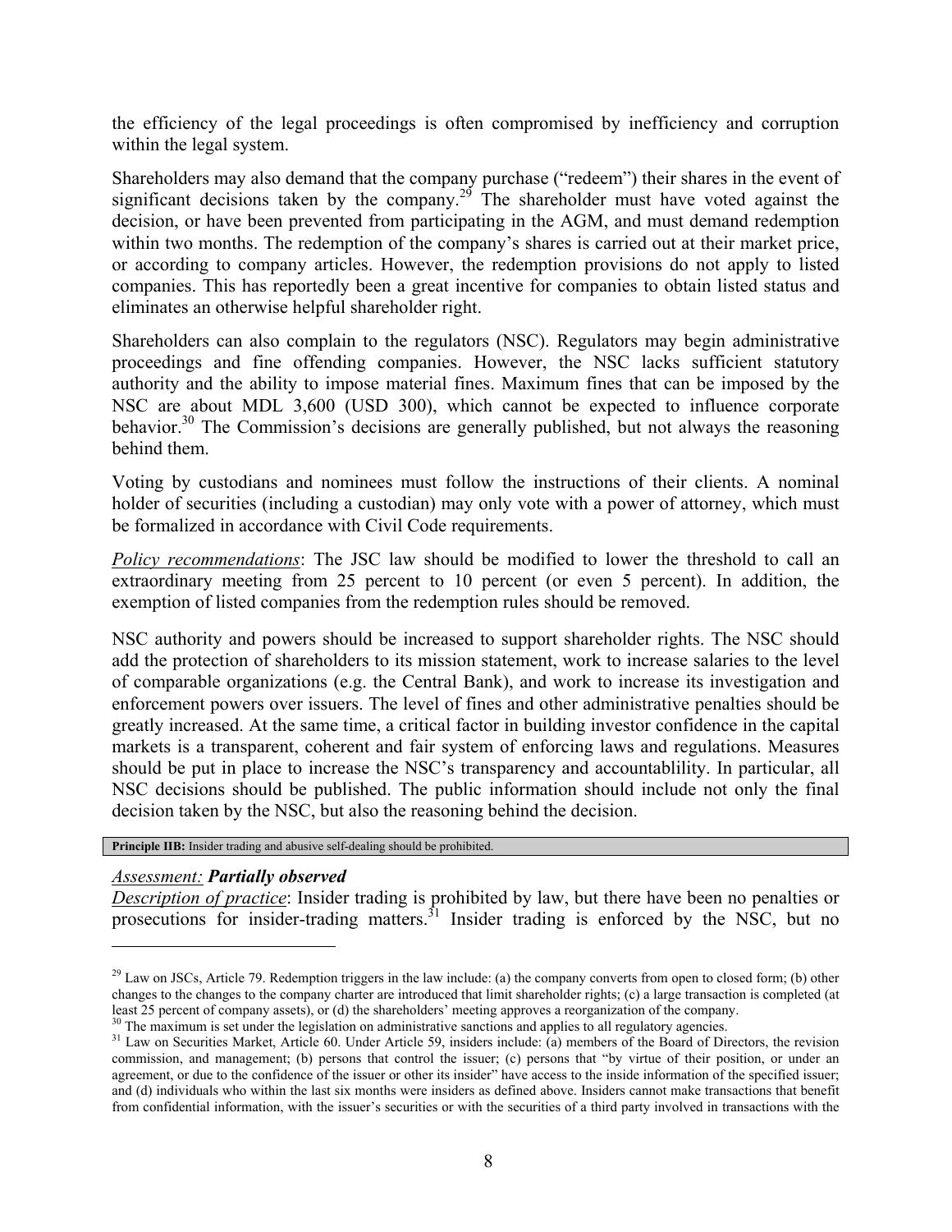the efficiency of the legal proceedings is often compromised by inefficiency and corruption within the legal system.

Shareholders may also demand that the company purchase ("redeem") their shares in the event of significant decisions taken by the company.[29] The shareholder must have voted against the decision, or have been prevented from participating in the AGM, and must demand redemption within two months. The redemption of the company's shares is carried out at their market price, or according to company articles. However, the redemption provisions do not apply to listed companies. This has reportedly been a great incentive for companies to obtain listed status and eliminates an otherwise helpful shareholder right.

Shareholders can also complain to the regulators (NSC). Regulators may begin administrative proceedings and fine offending companies. However, the NSC lacks sufficient statutory authority and the ability to impose material fines. Maximum fines that can be imposed by the NSC are about MDL 3,600 (USD 300), which cannot be expected to influence corporate behavior.[30] The Commission's decisions are generally published, but not always the reasoning behind them.

Voting by custodians and nominees must follow the instructions of their clients. A nominal holder of securities (including a custodian) may only vote with a power of attorney, which must be formalized in accordance with Civil Code requirements.

*Policy recommendations*: The JSC law should be modified to lower the threshold to call an extraordinary meeting from 25 percent to 10 percent (or even 5 percent). In addition, the exemption of listed companies from the redemption rules should be removed.

NSC authority and powers should be increased to support shareholder rights. The NSC should add the protection of shareholders to its mission statement, work to increase salaries to the level of comparable organizations (e.g. the Central Bank), and work to increase its investigation and enforcement powers over issuers. The level of fines and other administrative penalties should be greatly increased. At the same time, a critical factor in building investor confidence in the capital markets is a transparent, coherent and fair system of enforcing laws and regulations. Measures should be put in place to increase the NSC's transparency and accountablility. In particular, all NSC decisions should be published. The public information should include not only the final decision taken by the NSC, but also the reasoning behind the decision.

**Principle IIB:** Insider trading and abusive self-dealing should be prohibited.

*Assessment:* ***Partially observed***

*Description of practice*: Insider trading is prohibited by law, but there have been no penalties or prosecutions for insider-trading matters.[31] Insider trading is enforced by the NSC, but no

---

[29] Law on JSCs, Article 79. Redemption triggers in the law include: (a) the company converts from open to closed form; (b) other changes to the changes to the company charter are introduced that limit shareholder rights; (c) a large transaction is completed (at least 25 percent of company assets), or (d) the shareholders' meeting approves a reorganization of the company.

[30] The maximum is set under the legislation on administrative sanctions and applies to all regulatory agencies.

[31] Law on Securities Market, Article 60. Under Article 59, insiders include: (a) members of the Board of Directors, the revision commission, and management; (b) persons that control the issuer; (c) persons that "by virtue of their position, or under an agreement, or due to the confidence of the issuer or other its insider" have access to the inside information of the specified issuer; and (d) individuals who within the last six months were insiders as defined above. Insiders cannot make transactions that benefit from confidential information, with the issuer's securities or with the securities of a third party involved in transactions with the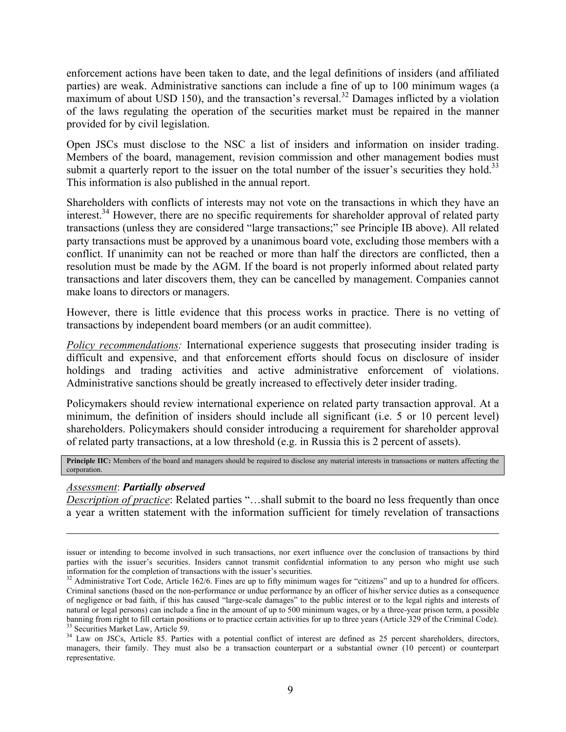enforcement actions have been taken to date, and the legal definitions of insiders (and affiliated parties) are weak. Administrative sanctions can include a fine of up to 100 minimum wages (a maximum of about USD 150), and the transaction's reversal.[32] Damages inflicted by a violation of the laws regulating the operation of the securities market must be repaired in the manner provided for by civil legislation.

Open JSCs must disclose to the NSC a list of insiders and information on insider trading. Members of the board, management, revision commission and other management bodies must submit a quarterly report to the issuer on the total number of the issuer's securities they hold.[33] This information is also published in the annual report.

Shareholders with conflicts of interests may not vote on the transactions in which they have an interest.[34] However, there are no specific requirements for shareholder approval of related party transactions (unless they are considered "large transactions;" see Principle IB above). All related party transactions must be approved by a unanimous board vote, excluding those members with a conflict. If unanimity can not be reached or more than half the directors are conflicted, then a resolution must be made by the AGM. If the board is not properly informed about related party transactions and later discovers them, they can be cancelled by management. Companies cannot make loans to directors or managers.

However, there is little evidence that this process works in practice. There is no vetting of transactions by independent board members (or an audit committee).

*Policy recommendations:* International experience suggests that prosecuting insider trading is difficult and expensive, and that enforcement efforts should focus on disclosure of insider holdings and trading activities and active administrative enforcement of violations. Administrative sanctions should be greatly increased to effectively deter insider trading.

Policymakers should review international experience on related party transaction approval. At a minimum, the definition of insiders should include all significant (i.e. 5 or 10 percent level) shareholders. Policymakers should consider introducing a requirement for shareholder approval of related party transactions, at a low threshold (e.g. in Russia this is 2 percent of assets).

**Principle IIC:** Members of the board and managers should be required to disclose any material interests in transactions or matters affecting the corporation.

*Assessment*: ***Partially observed***

*Description of practice*: Related parties "…shall submit to the board no less frequently than once a year a written statement with the information sufficient for timely revelation of transactions

---

issuer or intending to become involved in such transactions, nor exert influence over the conclusion of transactions by third parties with the issuer's securities. Insiders cannot transmit confidential information to any person who might use such information for the completion of transactions with the issuer's securities.

[32] Administrative Tort Code, Article 162/6. Fines are up to fifty minimum wages for "citizens" and up to a hundred for officers. Criminal sanctions (based on the non-performance or undue performance by an officer of his/her service duties as a consequence of negligence or bad faith, if this has caused "large-scale damages" to the public interest or to the legal rights and interests of natural or legal persons) can include a fine in the amount of up to 500 minimum wages, or by a three-year prison term, a possible banning from right to fill certain positions or to practice certain activities for up to three years (Article 329 of the Criminal Code).

[33] Securities Market Law, Article 59.

[34] Law on JSCs, Article 85. Parties with a potential conflict of interest are defined as 25 percent shareholders, directors, managers, their family. They must also be a transaction counterpart or a substantial owner (10 percent) or counterpart representative.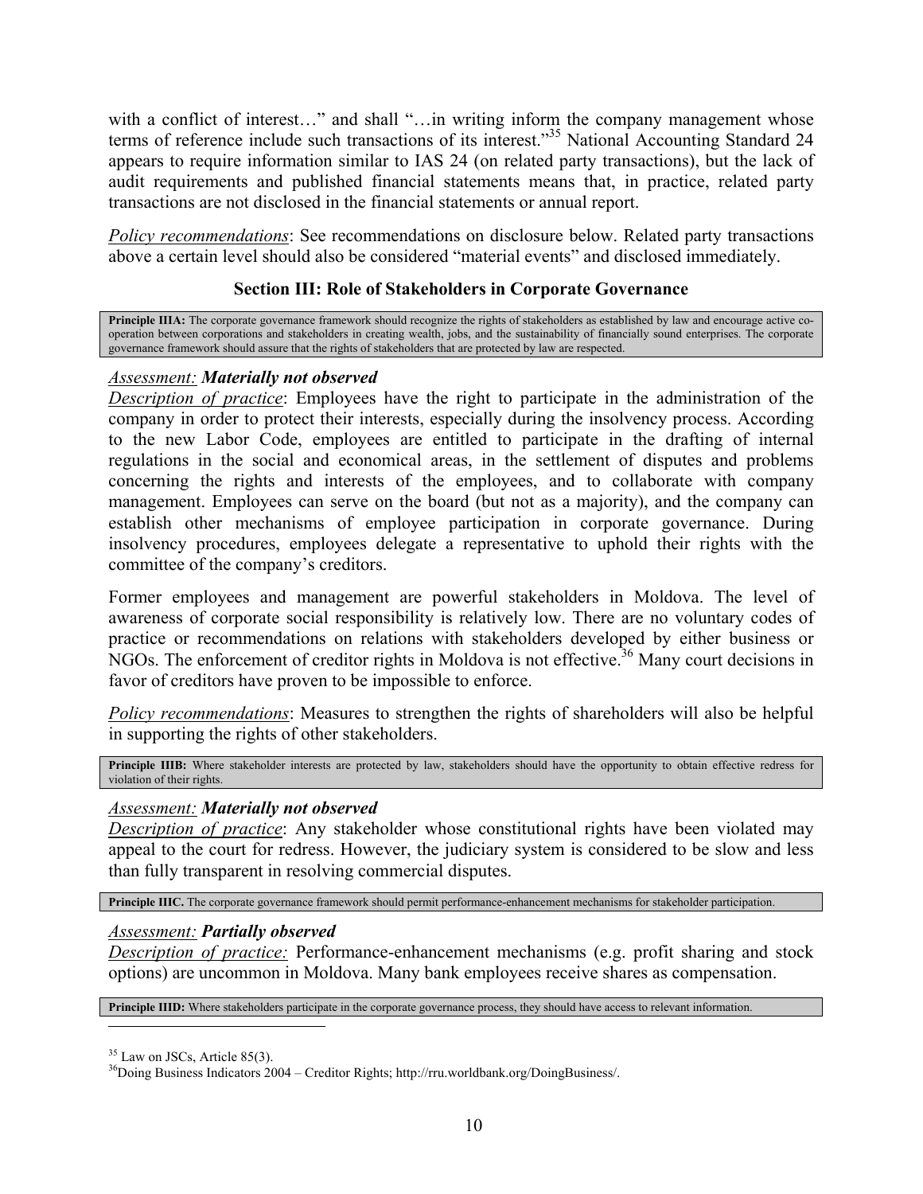with a conflict of interest…" and shall "…in writing inform the company management whose terms of reference include such transactions of its interest."[35] National Accounting Standard 24 appears to require information similar to IAS 24 (on related party transactions), but the lack of audit requirements and published financial statements means that, in practice, related party transactions are not disclosed in the financial statements or annual report.

*Policy recommendations*: See recommendations on disclosure below. Related party transactions above a certain level should also be considered "material events" and disclosed immediately.

### Section III: Role of Stakeholders in Corporate Governance

**Principle IIIA:** The corporate governance framework should recognize the rights of stakeholders as established by law and encourage active co-operation between corporations and stakeholders in creating wealth, jobs, and the sustainability of financially sound enterprises. The corporate governance framework should assure that the rights of stakeholders that are protected by law are respected.

*Assessment:* ***Materially not observed***
*Description of practice*: Employees have the right to participate in the administration of the company in order to protect their interests, especially during the insolvency process. According to the new Labor Code, employees are entitled to participate in the drafting of internal regulations in the social and economical areas, in the settlement of disputes and problems concerning the rights and interests of the employees, and to collaborate with company management. Employees can serve on the board (but not as a majority), and the company can establish other mechanisms of employee participation in corporate governance. During insolvency procedures, employees delegate a representative to uphold their rights with the committee of the company's creditors.

Former employees and management are powerful stakeholders in Moldova. The level of awareness of corporate social responsibility is relatively low. There are no voluntary codes of practice or recommendations on relations with stakeholders developed by either business or NGOs. The enforcement of creditor rights in Moldova is not effective.[36] Many court decisions in favor of creditors have proven to be impossible to enforce.

*Policy recommendations*: Measures to strengthen the rights of shareholders will also be helpful in supporting the rights of other stakeholders.

**Principle IIIB:** Where stakeholder interests are protected by law, stakeholders should have the opportunity to obtain effective redress for violation of their rights.

*Assessment:* ***Materially not observed***
*Description of practice*: Any stakeholder whose constitutional rights have been violated may appeal to the court for redress. However, the judiciary system is considered to be slow and less than fully transparent in resolving commercial disputes.

**Principle IIIC.** The corporate governance framework should permit performance-enhancement mechanisms for stakeholder participation.

*Assessment:* ***Partially observed***
*Description of practice:* Performance-enhancement mechanisms (e.g. profit sharing and stock options) are uncommon in Moldova. Many bank employees receive shares as compensation.

**Principle IIID:** Where stakeholders participate in the corporate governance process, they should have access to relevant information.

---

[35] Law on JSCs, Article 85(3).

[36] Doing Business Indicators 2004 – Creditor Rights; http://rru.worldbank.org/DoingBusiness/.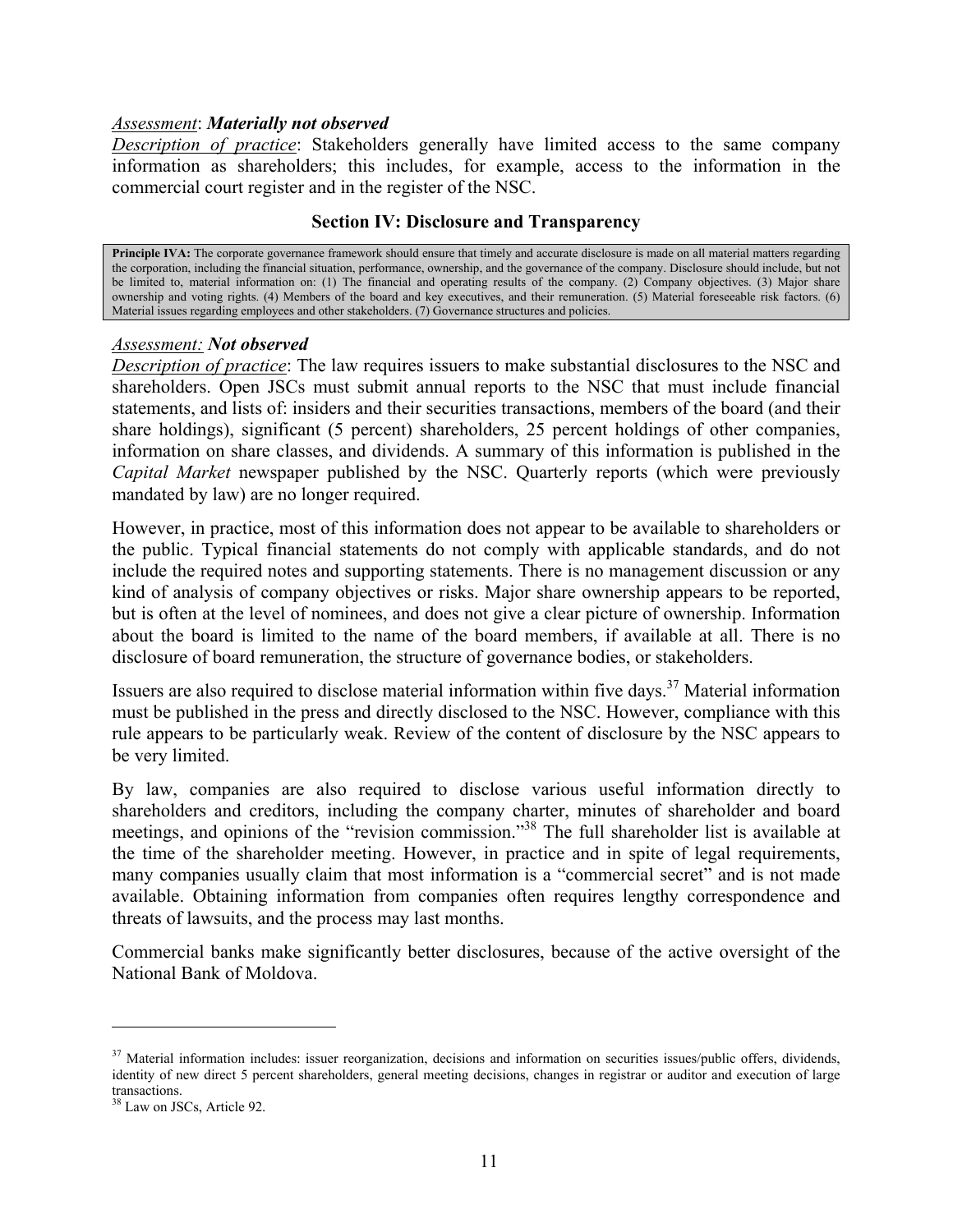*Assessment*: ***Materially not observed***
*Description of practice*: Stakeholders generally have limited access to the same company information as shareholders; this includes, for example, access to the information in the commercial court register and in the register of the NSC.

### Section IV: Disclosure and Transparency

> **Principle IVA:** The corporate governance framework should ensure that timely and accurate disclosure is made on all material matters regarding the corporation, including the financial situation, performance, ownership, and the governance of the company. Disclosure should include, but not be limited to, material information on: (1) The financial and operating results of the company. (2) Company objectives. (3) Major share ownership and voting rights. (4) Members of the board and key executives, and their remuneration. (5) Material foreseeable risk factors. (6) Material issues regarding employees and other stakeholders. (7) Governance structures and policies.

*Assessment:* ***Not observed***
*Description of practice*: The law requires issuers to make substantial disclosures to the NSC and shareholders. Open JSCs must submit annual reports to the NSC that must include financial statements, and lists of: insiders and their securities transactions, members of the board (and their share holdings), significant (5 percent) shareholders, 25 percent holdings of other companies, information on share classes, and dividends. A summary of this information is published in the *Capital Market* newspaper published by the NSC. Quarterly reports (which were previously mandated by law) are no longer required.

However, in practice, most of this information does not appear to be available to shareholders or the public. Typical financial statements do not comply with applicable standards, and do not include the required notes and supporting statements. There is no management discussion or any kind of analysis of company objectives or risks. Major share ownership appears to be reported, but is often at the level of nominees, and does not give a clear picture of ownership. Information about the board is limited to the name of the board members, if available at all. There is no disclosure of board remuneration, the structure of governance bodies, or stakeholders.

Issuers are also required to disclose material information within five days.[37] Material information must be published in the press and directly disclosed to the NSC. However, compliance with this rule appears to be particularly weak. Review of the content of disclosure by the NSC appears to be very limited.

By law, companies are also required to disclose various useful information directly to shareholders and creditors, including the company charter, minutes of shareholder and board meetings, and opinions of the "revision commission."[38] The full shareholder list is available at the time of the shareholder meeting. However, in practice and in spite of legal requirements, many companies usually claim that most information is a "commercial secret" and is not made available. Obtaining information from companies often requires lengthy correspondence and threats of lawsuits, and the process may last months.

Commercial banks make significantly better disclosures, because of the active oversight of the National Bank of Moldova.

---

[37] Material information includes: issuer reorganization, decisions and information on securities issues/public offers, dividends, identity of new direct 5 percent shareholders, general meeting decisions, changes in registrar or auditor and execution of large transactions.

[38] Law on JSCs, Article 92.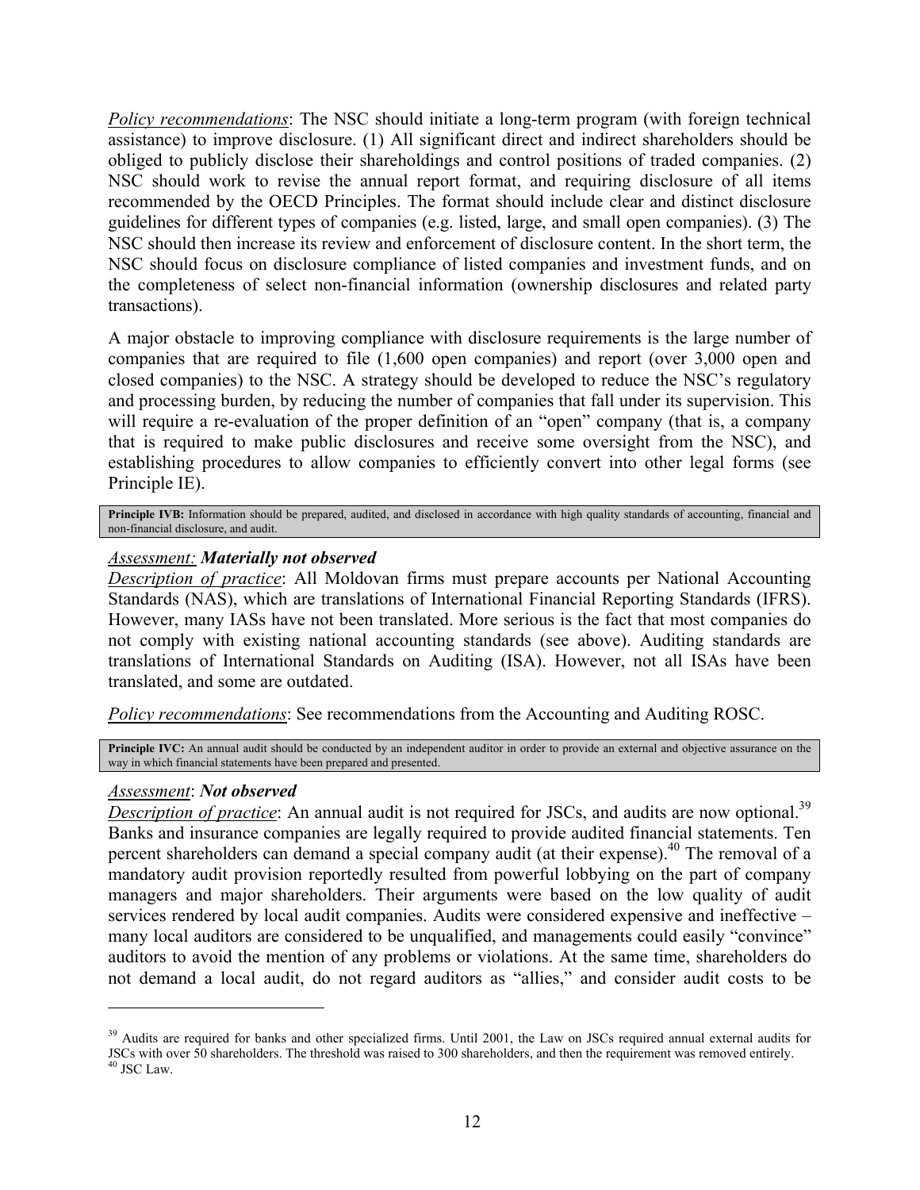*Policy recommendations*: The NSC should initiate a long-term program (with foreign technical assistance) to improve disclosure. (1) All significant direct and indirect shareholders should be obliged to publicly disclose their shareholdings and control positions of traded companies. (2) NSC should work to revise the annual report format, and requiring disclosure of all items recommended by the OECD Principles. The format should include clear and distinct disclosure guidelines for different types of companies (e.g. listed, large, and small open companies). (3) The NSC should then increase its review and enforcement of disclosure content. In the short term, the NSC should focus on disclosure compliance of listed companies and investment funds, and on the completeness of select non-financial information (ownership disclosures and related party transactions).

A major obstacle to improving compliance with disclosure requirements is the large number of companies that are required to file (1,600 open companies) and report (over 3,000 open and closed companies) to the NSC. A strategy should be developed to reduce the NSC's regulatory and processing burden, by reducing the number of companies that fall under its supervision. This will require a re-evaluation of the proper definition of an "open" company (that is, a company that is required to make public disclosures and receive some oversight from the NSC), and establishing procedures to allow companies to efficiently convert into other legal forms (see Principle IE).

> **Principle IVB:** Information should be prepared, audited, and disclosed in accordance with high quality standards of accounting, financial and non-financial disclosure, and audit.

*Assessment:* ***Materially not observed***

*Description of practice*: All Moldovan firms must prepare accounts per National Accounting Standards (NAS), which are translations of International Financial Reporting Standards (IFRS). However, many IASs have not been translated. More serious is the fact that most companies do not comply with existing national accounting standards (see above). Auditing standards are translations of International Standards on Auditing (ISA). However, not all ISAs have been translated, and some are outdated.

*Policy recommendations*: See recommendations from the Accounting and Auditing ROSC.

> **Principle IVC:** An annual audit should be conducted by an independent auditor in order to provide an external and objective assurance on the way in which financial statements have been prepared and presented.

*Assessment*: ***Not observed***

*Description of practice*: An annual audit is not required for JSCs, and audits are now optional.[39] Banks and insurance companies are legally required to provide audited financial statements. Ten percent shareholders can demand a special company audit (at their expense).[40] The removal of a mandatory audit provision reportedly resulted from powerful lobbying on the part of company managers and major shareholders. Their arguments were based on the low quality of audit services rendered by local audit companies. Audits were considered expensive and ineffective – many local auditors are considered to be unqualified, and managements could easily "convince" auditors to avoid the mention of any problems or violations. At the same time, shareholders do not demand a local audit, do not regard auditors as "allies," and consider audit costs to be

---

[39] Audits are required for banks and other specialized firms. Until 2001, the Law on JSCs required annual external audits for JSCs with over 50 shareholders. The threshold was raised to 300 shareholders, and then the requirement was removed entirely.

[40] JSC Law.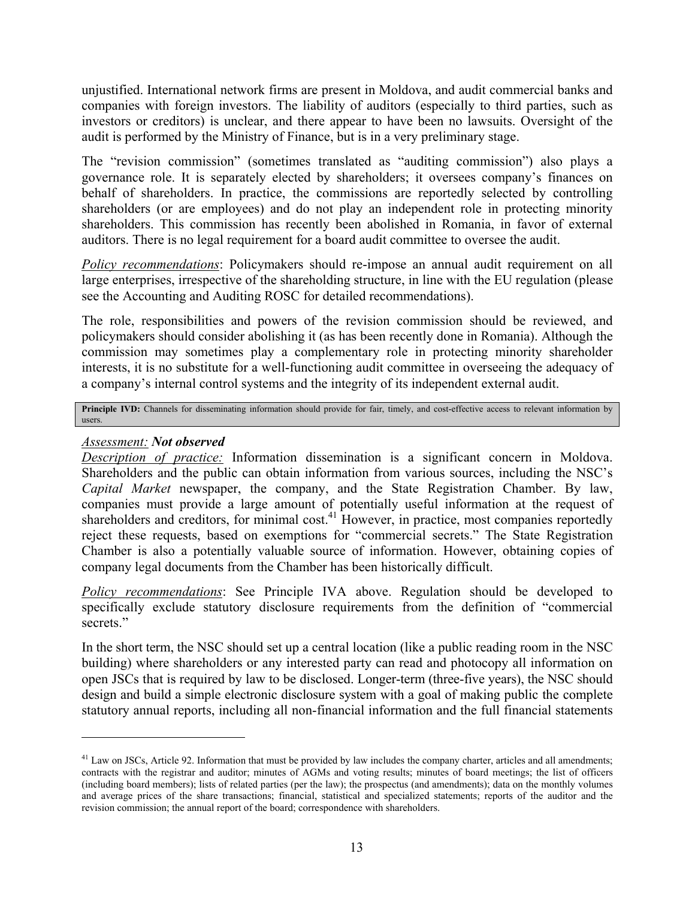unjustified. International network firms are present in Moldova, and audit commercial banks and companies with foreign investors. The liability of auditors (especially to third parties, such as investors or creditors) is unclear, and there appear to have been no lawsuits. Oversight of the audit is performed by the Ministry of Finance, but is in a very preliminary stage.

The "revision commission" (sometimes translated as "auditing commission") also plays a governance role. It is separately elected by shareholders; it oversees company's finances on behalf of shareholders. In practice, the commissions are reportedly selected by controlling shareholders (or are employees) and do not play an independent role in protecting minority shareholders. This commission has recently been abolished in Romania, in favor of external auditors. There is no legal requirement for a board audit committee to oversee the audit.

*Policy recommendations*: Policymakers should re-impose an annual audit requirement on all large enterprises, irrespective of the shareholding structure, in line with the EU regulation (please see the Accounting and Auditing ROSC for detailed recommendations).

The role, responsibilities and powers of the revision commission should be reviewed, and policymakers should consider abolishing it (as has been recently done in Romania). Although the commission may sometimes play a complementary role in protecting minority shareholder interests, it is no substitute for a well-functioning audit committee in overseeing the adequacy of a company's internal control systems and the integrity of its independent external audit.

**Principle IVD:** Channels for disseminating information should provide for fair, timely, and cost-effective access to relevant information by users.

*Assessment:* ***Not observed***

*Description of practice:* Information dissemination is a significant concern in Moldova. Shareholders and the public can obtain information from various sources, including the NSC's *Capital Market* newspaper, the company, and the State Registration Chamber. By law, companies must provide a large amount of potentially useful information at the request of shareholders and creditors, for minimal cost.[41] However, in practice, most companies reportedly reject these requests, based on exemptions for "commercial secrets." The State Registration Chamber is also a potentially valuable source of information. However, obtaining copies of company legal documents from the Chamber has been historically difficult.

*Policy recommendations*: See Principle IVA above. Regulation should be developed to specifically exclude statutory disclosure requirements from the definition of "commercial secrets."

In the short term, the NSC should set up a central location (like a public reading room in the NSC building) where shareholders or any interested party can read and photocopy all information on open JSCs that is required by law to be disclosed. Longer-term (three-five years), the NSC should design and build a simple electronic disclosure system with a goal of making public the complete statutory annual reports, including all non-financial information and the full financial statements

---

[41] Law on JSCs, Article 92. Information that must be provided by law includes the company charter, articles and all amendments; contracts with the registrar and auditor; minutes of AGMs and voting results; minutes of board meetings; the list of officers (including board members); lists of related parties (per the law); the prospectus (and amendments); data on the monthly volumes and average prices of the share transactions; financial, statistical and specialized statements; reports of the auditor and the revision commission; the annual report of the board; correspondence with shareholders.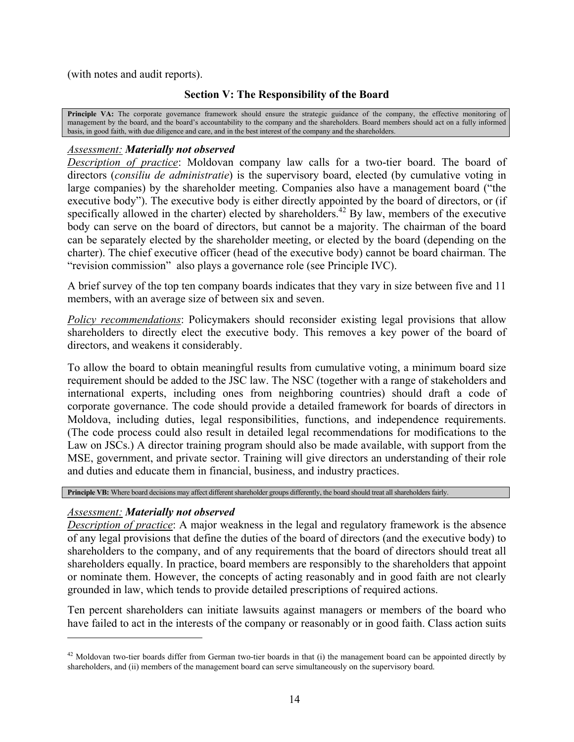(with notes and audit reports).

## Section V: The Responsibility of the Board

**Principle VA:** The corporate governance framework should ensure the strategic guidance of the company, the effective monitoring of management by the board, and the board's accountability to the company and the shareholders. Board members should act on a fully informed basis, in good faith, with due diligence and care, and in the best interest of the company and the shareholders.

_Assessment:_ ***Materially not observed***

_Description of practice_: Moldovan company law calls for a two-tier board. The board of directors (*consiliu de administratie*) is the supervisory board, elected (by cumulative voting in large companies) by the shareholder meeting. Companies also have a management board ("the executive body"). The executive body is either directly appointed by the board of directors, or (if specifically allowed in the charter) elected by shareholders.[42] By law, members of the executive body can serve on the board of directors, but cannot be a majority. The chairman of the board can be separately elected by the shareholder meeting, or elected by the board (depending on the charter). The chief executive officer (head of the executive body) cannot be board chairman. The "revision commission" also plays a governance role (see Principle IVC).

A brief survey of the top ten company boards indicates that they vary in size between five and 11 members, with an average size of between six and seven.

_Policy recommendations_: Policymakers should reconsider existing legal provisions that allow shareholders to directly elect the executive body. This removes a key power of the board of directors, and weakens it considerably.

To allow the board to obtain meaningful results from cumulative voting, a minimum board size requirement should be added to the JSC law. The NSC (together with a range of stakeholders and international experts, including ones from neighboring countries) should draft a code of corporate governance. The code should provide a detailed framework for boards of directors in Moldova, including duties, legal responsibilities, functions, and independence requirements. (The code process could also result in detailed legal recommendations for modifications to the Law on JSCs.) A director training program should also be made available, with support from the MSE, government, and private sector. Training will give directors an understanding of their role and duties and educate them in financial, business, and industry practices.

**Principle VB:** Where board decisions may affect different shareholder groups differently, the board should treat all shareholders fairly.

_Assessment:_ ***Materially not observed***

_Description of practice_: A major weakness in the legal and regulatory framework is the absence of any legal provisions that define the duties of the board of directors (and the executive body) to shareholders to the company, and of any requirements that the board of directors should treat all shareholders equally. In practice, board members are responsibly to the shareholders that appoint or nominate them. However, the concepts of acting reasonably and in good faith are not clearly grounded in law, which tends to provide detailed prescriptions of required actions.

Ten percent shareholders can initiate lawsuits against managers or members of the board who have failed to act in the interests of the company or reasonably or in good faith. Class action suits

---

[42] Moldovan two-tier boards differ from German two-tier boards in that (i) the management board can be appointed directly by shareholders, and (ii) members of the management board can serve simultaneously on the supervisory board.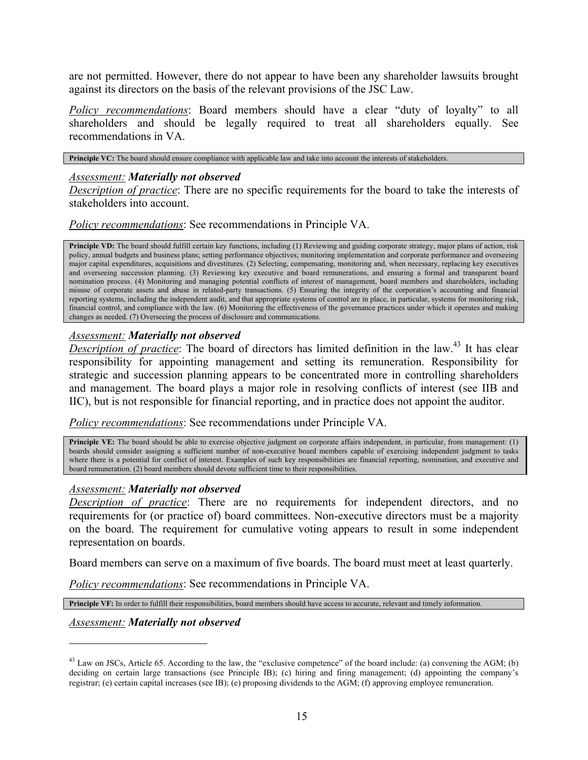are not permitted. However, there do not appear to have been any shareholder lawsuits brought against its directors on the basis of the relevant provisions of the JSC Law.

*Policy recommendations*: Board members should have a clear "duty of loyalty" to all shareholders and should be legally required to treat all shareholders equally. See recommendations in VA.

**Principle VC:** The board should ensure compliance with applicable law and take into account the interests of stakeholders.

*Assessment:* ***Materially not observed***

*Description of practice*: There are no specific requirements for the board to take the interests of stakeholders into account.

*Policy recommendations*: See recommendations in Principle VA.

**Principle VD:** The board should fulfill certain key functions, including (1) Reviewing and guiding corporate strategy, major plans of action, risk policy, annual budgets and business plans; setting performance objectives; monitoring implementation and corporate performance and overseeing major capital expenditures, acquisitions and divestitures. (2) Selecting, compensating, monitoring and, when necessary, replacing key executives and overseeing succession planning. (3) Reviewing key executive and board remunerations, and ensuring a formal and transparent board nomination process. (4) Monitoring and managing potential conflicts of interest of management, board members and shareholders, including misuse of corporate assets and abuse in related-party transactions. (5) Ensuring the integrity of the corporation's accounting and financial reporting systems, including the independent audit, and that appropriate systems of control are in place, in particular, systems for monitoring risk, financial control, and compliance with the law. (6) Monitoring the effectiveness of the governance practices under which it operates and making changes as needed. (7) Overseeing the process of disclosure and communications.

*Assessment:* ***Materially not observed***

*Description of practice*: The board of directors has limited definition in the law.[43] It has clear responsibility for appointing management and setting its remuneration. Responsibility for strategic and succession planning appears to be concentrated more in controlling shareholders and management. The board plays a major role in resolving conflicts of interest (see IIB and IIC), but is not responsible for financial reporting, and in practice does not appoint the auditor.

*Policy recommendations*: See recommendations under Principle VA.

**Principle VE:** The board should be able to exercise objective judgment on corporate affairs independent, in particular, from management: (1) boards should consider assigning a sufficient number of non-executive board members capable of exercising independent judgment to tasks where there is a potential for conflict of interest. Examples of such key responsibilities are financial reporting, nomination, and executive and board remuneration. (2) board members should devote sufficient time to their responsibilities.

*Assessment:* ***Materially not observed***

*Description of practice*: There are no requirements for independent directors, and no requirements for (or practice of) board committees. Non-executive directors must be a majority on the board. The requirement for cumulative voting appears to result in some independent representation on boards.

Board members can serve on a maximum of five boards. The board must meet at least quarterly.

*Policy recommendations*: See recommendations in Principle VA.

**Principle VF:** In order to fulfill their responsibilities, board members should have access to accurate, relevant and timely information.

*Assessment:* ***Materially not observed***

---

[43] Law on JSCs, Article 65. According to the law, the "exclusive competence" of the board include: (a) convening the AGM; (b) deciding on certain large transactions (see Principle IB); (c) hiring and firing management; (d) appointing the company's registrar; (e) certain capital increases (see IB); (e) proposing dividends to the AGM; (f) approving employee remuneration.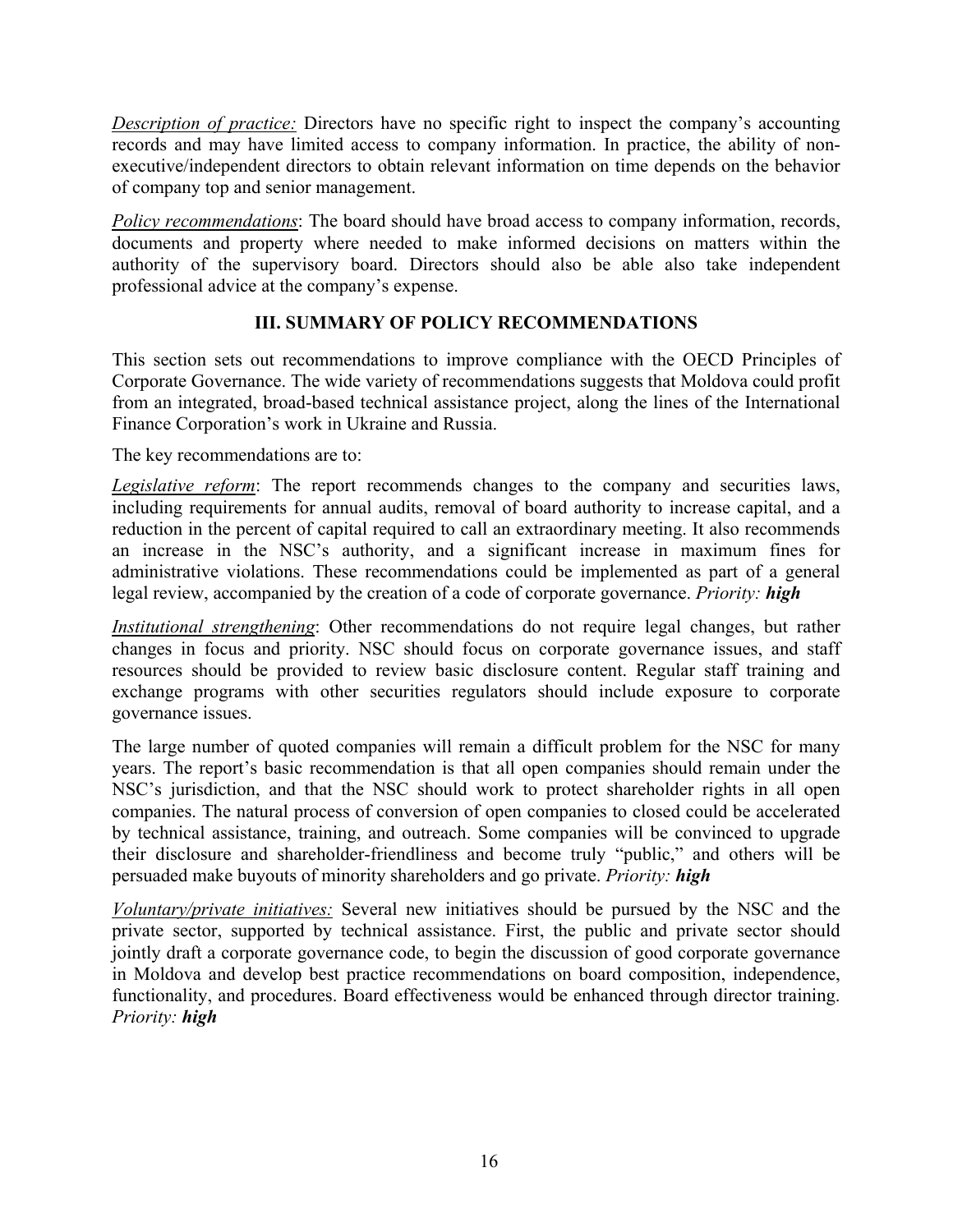*Description of practice:* Directors have no specific right to inspect the company's accounting records and may have limited access to company information. In practice, the ability of non-executive/independent directors to obtain relevant information on time depends on the behavior of company top and senior management.

*Policy recommendations*: The board should have broad access to company information, records, documents and property where needed to make informed decisions on matters within the authority of the supervisory board. Directors should also be able also take independent professional advice at the company's expense.

## III. SUMMARY OF POLICY RECOMMENDATIONS

This section sets out recommendations to improve compliance with the OECD Principles of Corporate Governance. The wide variety of recommendations suggests that Moldova could profit from an integrated, broad-based technical assistance project, along the lines of the International Finance Corporation's work in Ukraine and Russia.

The key recommendations are to:

*Legislative reform*: The report recommends changes to the company and securities laws, including requirements for annual audits, removal of board authority to increase capital, and a reduction in the percent of capital required to call an extraordinary meeting. It also recommends an increase in the NSC's authority, and a significant increase in maximum fines for administrative violations. These recommendations could be implemented as part of a general legal review, accompanied by the creation of a code of corporate governance. *Priority:* ***high***

*Institutional strengthening*: Other recommendations do not require legal changes, but rather changes in focus and priority. NSC should focus on corporate governance issues, and staff resources should be provided to review basic disclosure content. Regular staff training and exchange programs with other securities regulators should include exposure to corporate governance issues.

The large number of quoted companies will remain a difficult problem for the NSC for many years. The report's basic recommendation is that all open companies should remain under the NSC's jurisdiction, and that the NSC should work to protect shareholder rights in all open companies. The natural process of conversion of open companies to closed could be accelerated by technical assistance, training, and outreach. Some companies will be convinced to upgrade their disclosure and shareholder-friendliness and become truly "public," and others will be persuaded make buyouts of minority shareholders and go private. *Priority:* ***high***

*Voluntary/private initiatives:* Several new initiatives should be pursued by the NSC and the private sector, supported by technical assistance. First, the public and private sector should jointly draft a corporate governance code, to begin the discussion of good corporate governance in Moldova and develop best practice recommendations on board composition, independence, functionality, and procedures. Board effectiveness would be enhanced through director training. *Priority:* ***high***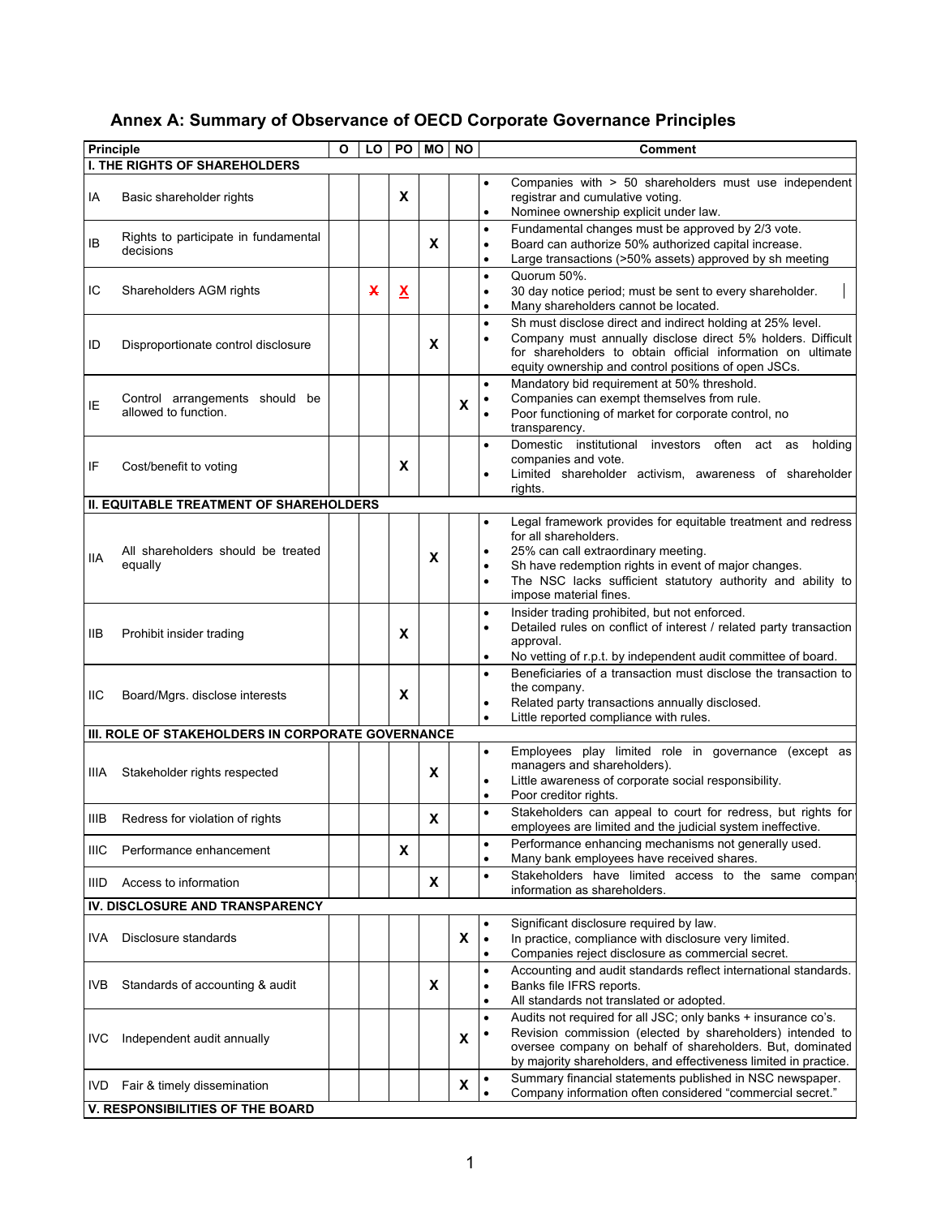## Annex A: Summary of Observance of OECD Corporate Governance Principles

| Principle | | O | LO | PO | MO | NO | Comment |
|---|---|---|---|---|---|---|---|
| **I. THE RIGHTS OF SHAREHOLDERS** | | | | | | | |
| IA | Basic shareholder rights | | | X | | | • Companies with > 50 shareholders must use independent registrar and cumulative voting.<br>• Nominee ownership explicit under law. |
| IB | Rights to participate in fundamental decisions | | | | X | | • Fundamental changes must be approved by 2/3 vote.<br>• Board can authorize 50% authorized capital increase.<br>• Large transactions (>50% assets) approved by sh meeting |
| IC | Shareholders AGM rights | | ~~X~~ | X | | | • Quorum 50%.<br>• 30 day notice period; must be sent to every shareholder.<br>• Many shareholders cannot be located. |
| ID | Disproportionate control disclosure | | | | X | | • Sh must disclose direct and indirect holding at 25% level.<br>• Company must annually disclose direct 5% holders. Difficult for shareholders to obtain official information on ultimate equity ownership and control positions of open JSCs. |
| IE | Control arrangements should be allowed to function. | | | | | X | • Mandatory bid requirement at 50% threshold.<br>• Companies can exempt themselves from rule.<br>• Poor functioning of market for corporate control, no transparency. |
| IF | Cost/benefit to voting | | | X | | | • Domestic institutional investors often act as holding companies and vote.<br>• Limited shareholder activism, awareness of shareholder rights. |
| **II. EQUITABLE TREATMENT OF SHAREHOLDERS** | | | | | | | |
| IIA | All shareholders should be treated equally | | | | X | | • Legal framework provides for equitable treatment and redress for all shareholders.<br>• 25% can call extraordinary meeting.<br>• Sh have redemption rights in event of major changes.<br>• The NSC lacks sufficient statutory authority and ability to impose material fines. |
| IIB | Prohibit insider trading | | | X | | | • Insider trading prohibited, but not enforced.<br>• Detailed rules on conflict of interest / related party transaction approval.<br>• No vetting of r.p.t. by independent audit committee of board. |
| IIC | Board/Mgrs. disclose interests | | | X | | | • Beneficiaries of a transaction must disclose the transaction to the company.<br>• Related party transactions annually disclosed.<br>• Little reported compliance with rules. |
| **III. ROLE OF STAKEHOLDERS IN CORPORATE GOVERNANCE** | | | | | | | |
| IIIA | Stakeholder rights respected | | | | X | | • Employees play limited role in governance (except as managers and shareholders).<br>• Little awareness of corporate social responsibility.<br>• Poor creditor rights. |
| IIIB | Redress for violation of rights | | | | X | | • Stakeholders can appeal to court for redress, but rights for employees are limited and the judicial system ineffective. |
| IIIC | Performance enhancement | | | X | | | • Performance enhancing mechanisms not generally used.<br>• Many bank employees have received shares. |
| IIID | Access to information | | | | X | | • Stakeholders have limited access to the same company information as shareholders. |
| **IV. DISCLOSURE AND TRANSPARENCY** | | | | | | | |
| IVA | Disclosure standards | | | | | X | • Significant disclosure required by law.<br>• In practice, compliance with disclosure very limited.<br>• Companies reject disclosure as commercial secret. |
| IVB | Standards of accounting & audit | | | | X | | • Accounting and audit standards reflect international standards.<br>• Banks file IFRS reports.<br>• All standards not translated or adopted. |
| IVC | Independent audit annually | | | | | X | • Audits not required for all JSC; only banks + insurance co's.<br>• Revision commission (elected by shareholders) intended to oversee company on behalf of shareholders. But, dominated by majority shareholders, and effectiveness limited in practice. |
| IVD | Fair & timely dissemination | | | | | X | • Summary financial statements published in NSC newspaper.<br>• Company information often considered "commercial secret." |
| **V. RESPONSIBILITIES OF THE BOARD** | | | | | | | |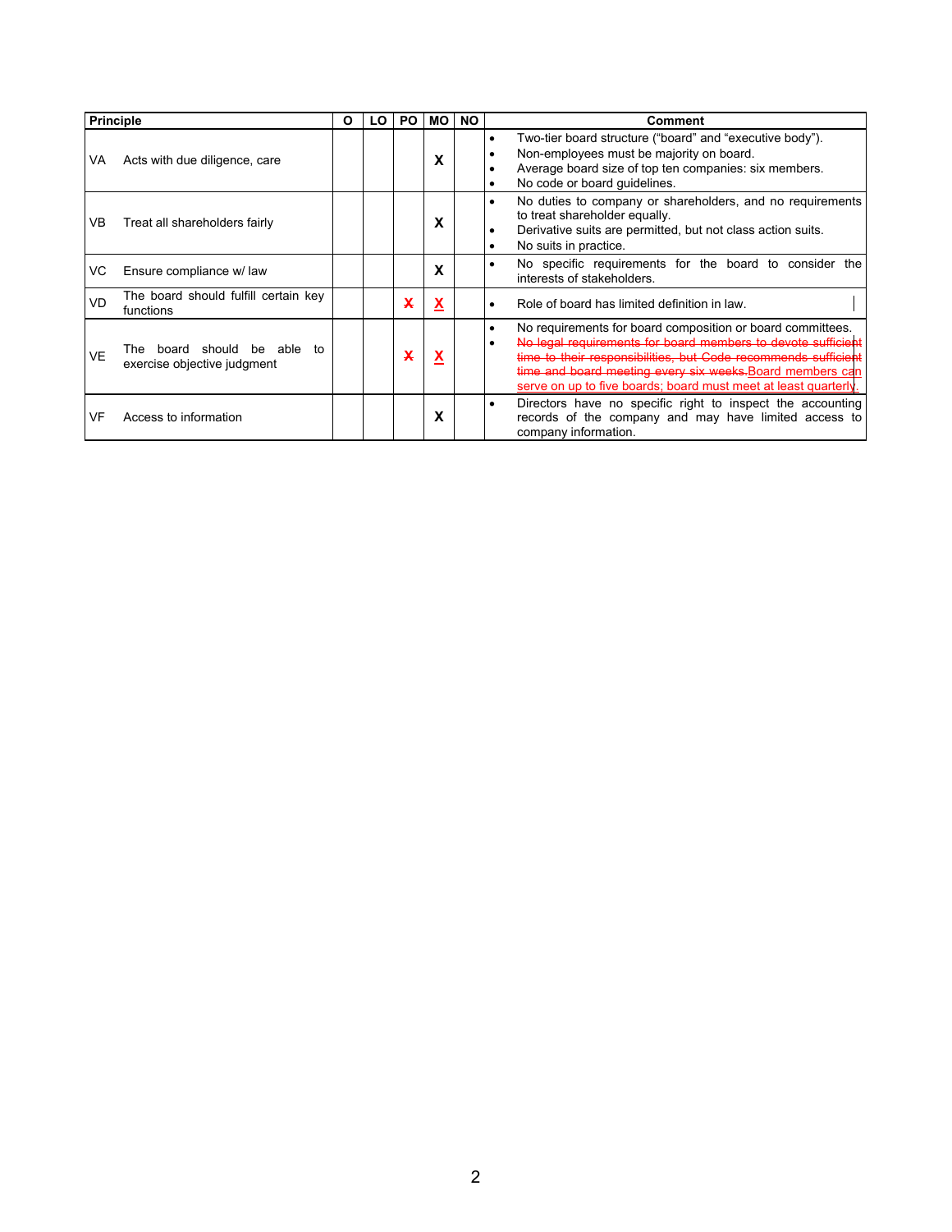| Principle | O | LO | PO | MO | NO | Comment |
|---|---|---|---|---|---|---|
| VA Acts with due diligence, care | | | | X | | • Two-tier board structure ("board" and "executive body").<br>• Non-employees must be majority on board.<br>• Average board size of top ten companies: six members.<br>• No code or board guidelines. |
| VB Treat all shareholders fairly | | | | X | | • No duties to company or shareholders, and no requirements to treat shareholder equally.<br>• Derivative suits are permitted, but not class action suits.<br>• No suits in practice. |
| VC Ensure compliance w/ law | | | | X | | • No specific requirements for the board to consider the interests of stakeholders. |
| VD The board should fulfill certain key functions | | | ~~X~~ | X | | • Role of board has limited definition in law. |
| VE The board should be able to exercise objective judgment | | | ~~X~~ | X | | • No requirements for board composition or board committees.<br>• ~~No legal requirements for board members to devote sufficient time to their responsibilities, but Code recommends sufficient time and board meeting every six weeks.~~ Board members can serve on up to five boards; board must meet at least quarterly. |
| VF Access to information | | | | X | | • Directors have no specific right to inspect the accounting records of the company and may have limited access to company information. |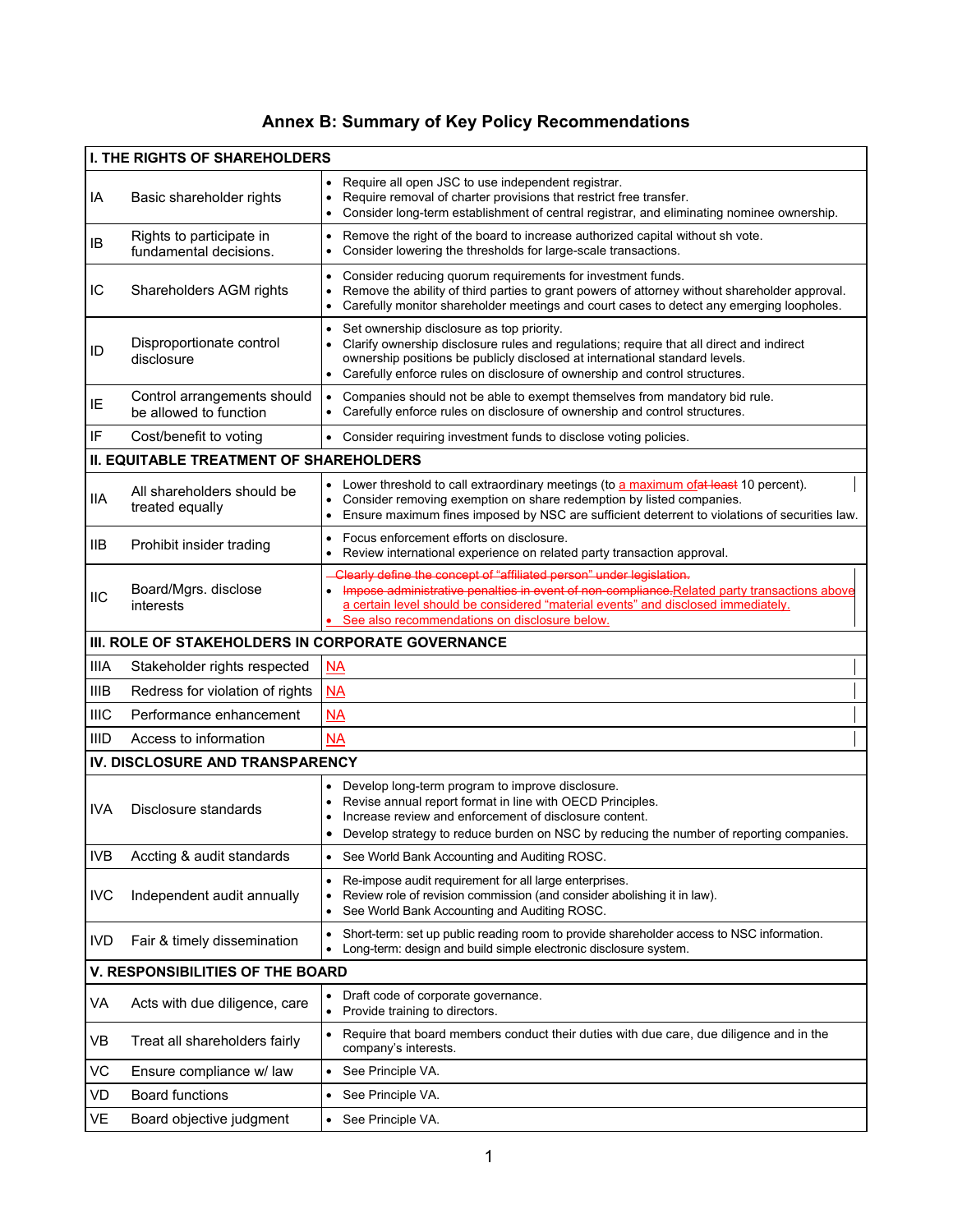# Annex B: Summary of Key Policy Recommendations

| | | |
|---|---|---|
| **I. THE RIGHTS OF SHAREHOLDERS** | | |
| IA | Basic shareholder rights | • Require all open JSC to use independent registrar.<br>• Require removal of charter provisions that restrict free transfer.<br>• Consider long-term establishment of central registrar, and eliminating nominee ownership. |
| IB | Rights to participate in fundamental decisions. | • Remove the right of the board to increase authorized capital without sh vote.<br>• Consider lowering the thresholds for large-scale transactions. |
| IC | Shareholders AGM rights | • Consider reducing quorum requirements for investment funds.<br>• Remove the ability of third parties to grant powers of attorney without shareholder approval.<br>• Carefully monitor shareholder meetings and court cases to detect any emerging loopholes. |
| ID | Disproportionate control disclosure | • Set ownership disclosure as top priority.<br>• Clarify ownership disclosure rules and regulations; require that all direct and indirect ownership positions be publicly disclosed at international standard levels.<br>• Carefully enforce rules on disclosure of ownership and control structures. |
| IE | Control arrangements should be allowed to function | • Companies should not be able to exempt themselves from mandatory bid rule.<br>• Carefully enforce rules on disclosure of ownership and control structures. |
| IF | Cost/benefit to voting | • Consider requiring investment funds to disclose voting policies. |
| **II. EQUITABLE TREATMENT OF SHAREHOLDERS** | | |
| IIA | All shareholders should be treated equally | • Lower threshold to call extraordinary meetings (to a maximum of~~at least~~ 10 percent).<br>• Consider removing exemption on share redemption by listed companies.<br>• Ensure maximum fines imposed by NSC are sufficient deterrent to violations of securities law. |
| IIB | Prohibit insider trading | • Focus enforcement efforts on disclosure.<br>• Review international experience on related party transaction approval. |
| IIC | Board/Mgrs. disclose interests | ~~Clearly define the concept of "affiliated person" under legislation.~~<br>• ~~Impose administrative penalties in event of non-compliance.~~Related party transactions above a certain level should be considered "material events" and disclosed immediately.<br>• See also recommendations on disclosure below. |
| **III. ROLE OF STAKEHOLDERS IN CORPORATE GOVERNANCE** | | |
| IIIA | Stakeholder rights respected | NA |
| IIIB | Redress for violation of rights | NA |
| IIIC | Performance enhancement | NA |
| IIID | Access to information | NA |
| **IV. DISCLOSURE AND TRANSPARENCY** | | |
| IVA | Disclosure standards | • Develop long-term program to improve disclosure.<br>• Revise annual report format in line with OECD Principles.<br>• Increase review and enforcement of disclosure content.<br>• Develop strategy to reduce burden on NSC by reducing the number of reporting companies. |
| IVB | Accting & audit standards | • See World Bank Accounting and Auditing ROSC. |
| IVC | Independent audit annually | • Re-impose audit requirement for all large enterprises.<br>• Review role of revision commission (and consider abolishing it in law).<br>• See World Bank Accounting and Auditing ROSC. |
| IVD | Fair & timely dissemination | • Short-term: set up public reading room to provide shareholder access to NSC information.<br>• Long-term: design and build simple electronic disclosure system. |
| **V. RESPONSIBILITIES OF THE BOARD** | | |
| VA | Acts with due diligence, care | • Draft code of corporate governance.<br>• Provide training to directors. |
| VB | Treat all shareholders fairly | • Require that board members conduct their duties with due care, due diligence and in the company's interests. |
| VC | Ensure compliance w/ law | • See Principle VA. |
| VD | Board functions | • See Principle VA. |
| VE | Board objective judgment | • See Principle VA. |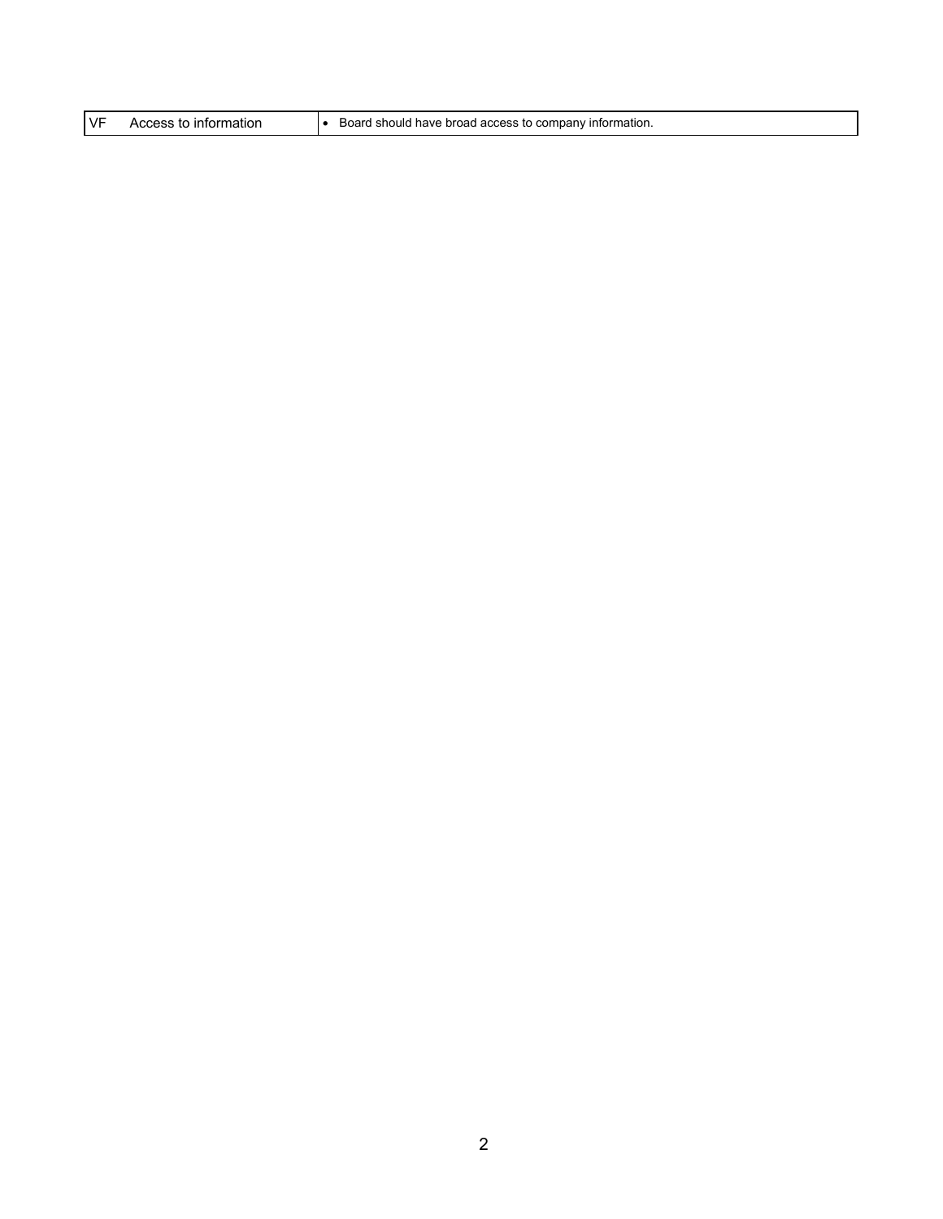| | | |
|---|---|---|
| VF | Access to information | • Board should have broad access to company information. |